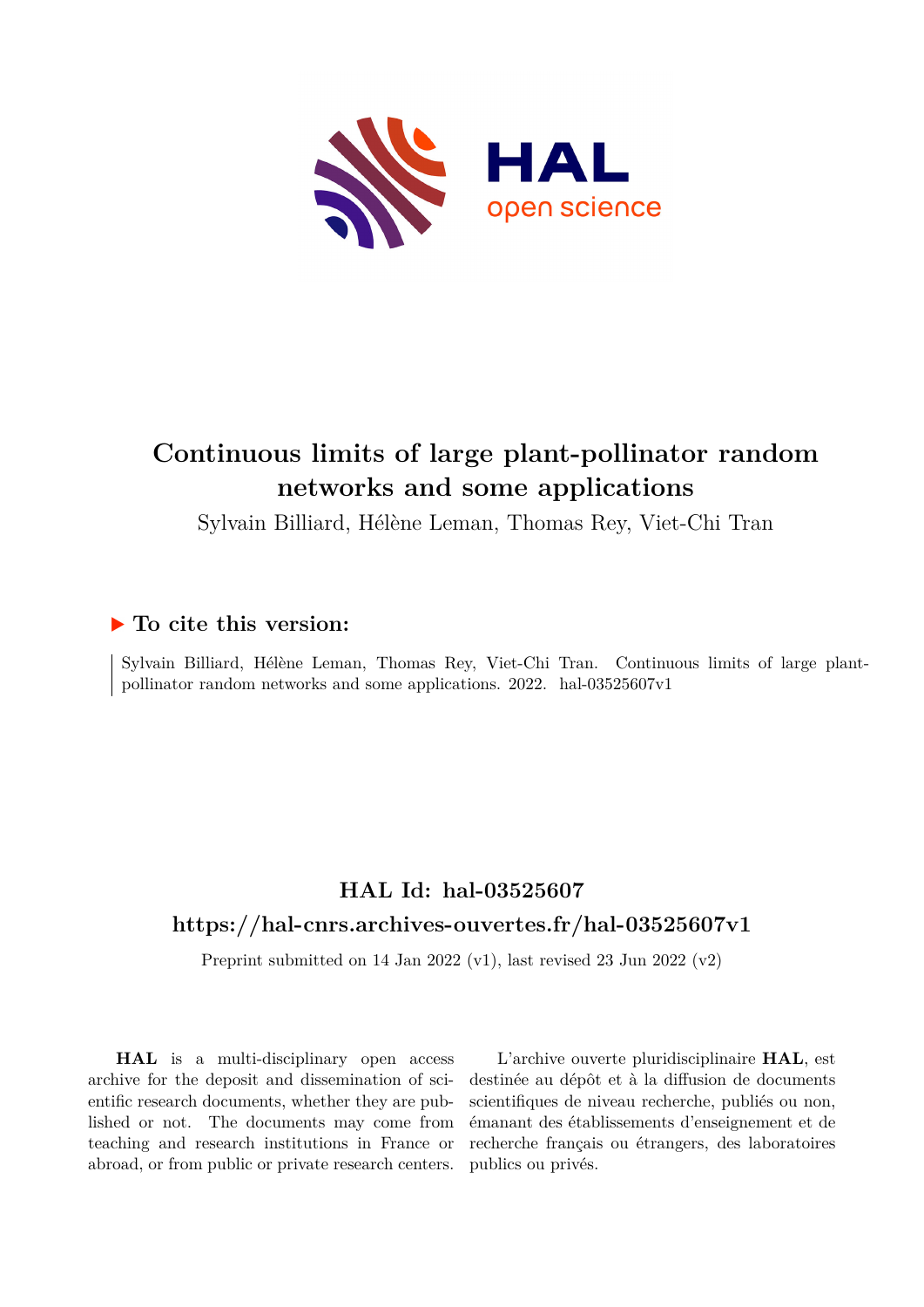# Continuous limits of large plant-pollinator random networks and some applications

Sylvain Billiard, Hélène Leman, Thomas Rey, Viet-Chi Tran

## ▶ To cite this version:

Sylvain Billiard, Hélène Leman, Thomas Rey, Viet-Chi Tran. Continuous limits of large plant-pollinator random networks and some applications. 2022. hal-03525607v1

## HAL Id: hal-03525607

## https://hal-cnrs.archives-ouvertes.fr/hal-03525607v1

Preprint submitted on 14 Jan 2022 (v1), last revised 23 Jun 2022 (v2)

**HAL** is a multi-disciplinary open access archive for the deposit and dissemination of scientific research documents, whether they are published or not. The documents may come from teaching and research institutions in France or abroad, or from public or private research centers.

L'archive ouverte pluridisciplinaire **HAL**, est destinée au dépôt et à la diffusion de documents scientifiques de niveau recherche, publiés ou non, émanant des établissements d'enseignement et de recherche français ou étrangers, des laboratoires publics ou privés.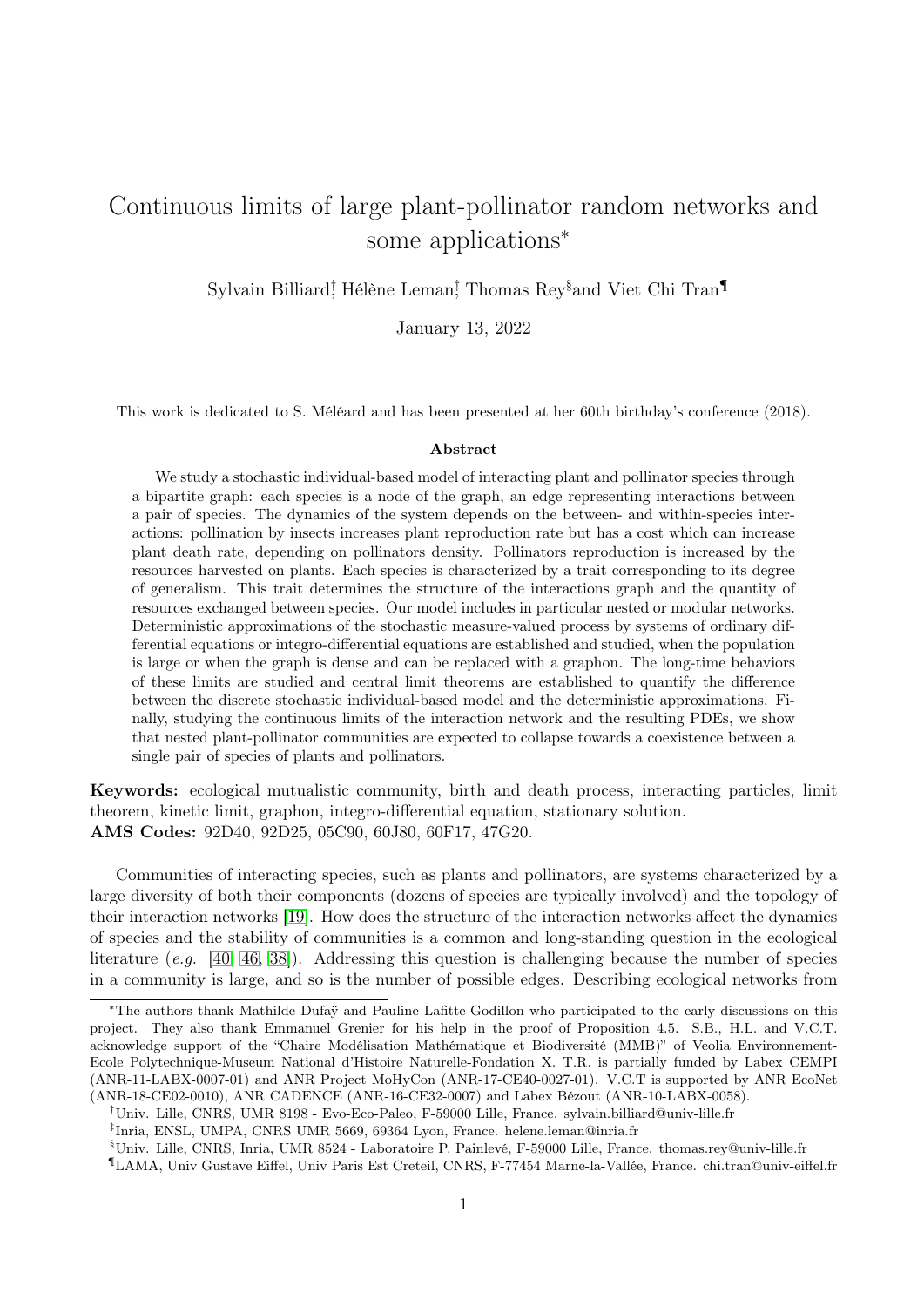# Continuous limits of large plant-pollinator random networks and some applications*

Sylvain Billiard[†], Hélène Leman[‡], Thomas Rey[§] and Viet Chi Tran[¶]

January 13, 2022

This work is dedicated to S. Méléard and has been presented at her 60th birthday's conference (2018).

### Abstract

We study a stochastic individual-based model of interacting plant and pollinator species through a bipartite graph: each species is a node of the graph, an edge representing interactions between a pair of species. The dynamics of the system depends on the between- and within-species interactions: pollination by insects increases plant reproduction rate but has a cost which can increase plant death rate, depending on pollinators density. Pollinators reproduction is increased by the resources harvested on plants. Each species is characterized by a trait corresponding to its degree of generalism. This trait determines the structure of the interactions graph and the quantity of resources exchanged between species. Our model includes in particular nested or modular networks. Deterministic approximations of the stochastic measure-valued process by systems of ordinary differential equations or integro-differential equations are established and studied, when the population is large or when the graph is dense and can be replaced with a graphon. The long-time behaviors of these limits are studied and central limit theorems are established to quantify the difference between the discrete stochastic individual-based model and the deterministic approximations. Finally, studying the continuous limits of the interaction network and the resulting PDEs, we show that nested plant-pollinator communities are expected to collapse towards a coexistence between a single pair of species of plants and pollinators.

**Keywords:** ecological mutualistic community, birth and death process, interacting particles, limit theorem, kinetic limit, graphon, integro-differential equation, stationary solution.
**AMS Codes:** 92D40, 92D25, 05C90, 60J80, 60F17, 47G20.

Communities of interacting species, such as plants and pollinators, are systems characterized by a large diversity of both their components (dozens of species are typically involved) and the topology of their interaction networks [19]. How does the structure of the interaction networks affect the dynamics of species and the stability of communities is a common and long-standing question in the ecological literature (*e.g.* [40, 46, 38]). Addressing this question is challenging because the number of species in a community is large, and so is the number of possible edges. Describing ecological networks from

---

*The authors thank Mathilde Dufaÿ and Pauline Lafitte-Godillon who participated to the early discussions on this project. They also thank Emmanuel Grenier for his help in the proof of Proposition 4.5. S.B., H.L. and V.C.T. acknowledge support of the "Chaire Modélisation Mathématique et Biodiversité (MMB)" of Veolia Environnement-Ecole Polytechnique-Museum National d'Histoire Naturelle-Fondation X. T.R. is partially funded by Labex CEMPI (ANR-11-LABX-0007-01) and ANR Project MoHyCon (ANR-17-CE40-0027-01). V.C.T is supported by ANR EcoNet (ANR-18-CE02-0010), ANR CADENCE (ANR-16-CE32-0007) and Labex Bézout (ANR-10-LABX-0058).

[†]Univ. Lille, CNRS, UMR 8198 - Evo-Eco-Paleo, F-59000 Lille, France. sylvain.billiard@univ-lille.fr

[‡]Inria, ENSL, UMPA, CNRS UMR 5669, 69364 Lyon, France. helene.leman@inria.fr

[§]Univ. Lille, CNRS, Inria, UMR 8524 - Laboratoire P. Painlevé, F-59000 Lille, France. thomas.rey@univ-lille.fr

[¶]LAMA, Univ Gustave Eiffel, Univ Paris Est Creteil, CNRS, F-77454 Marne-la-Vallée, France. chi.tran@univ-eiffel.fr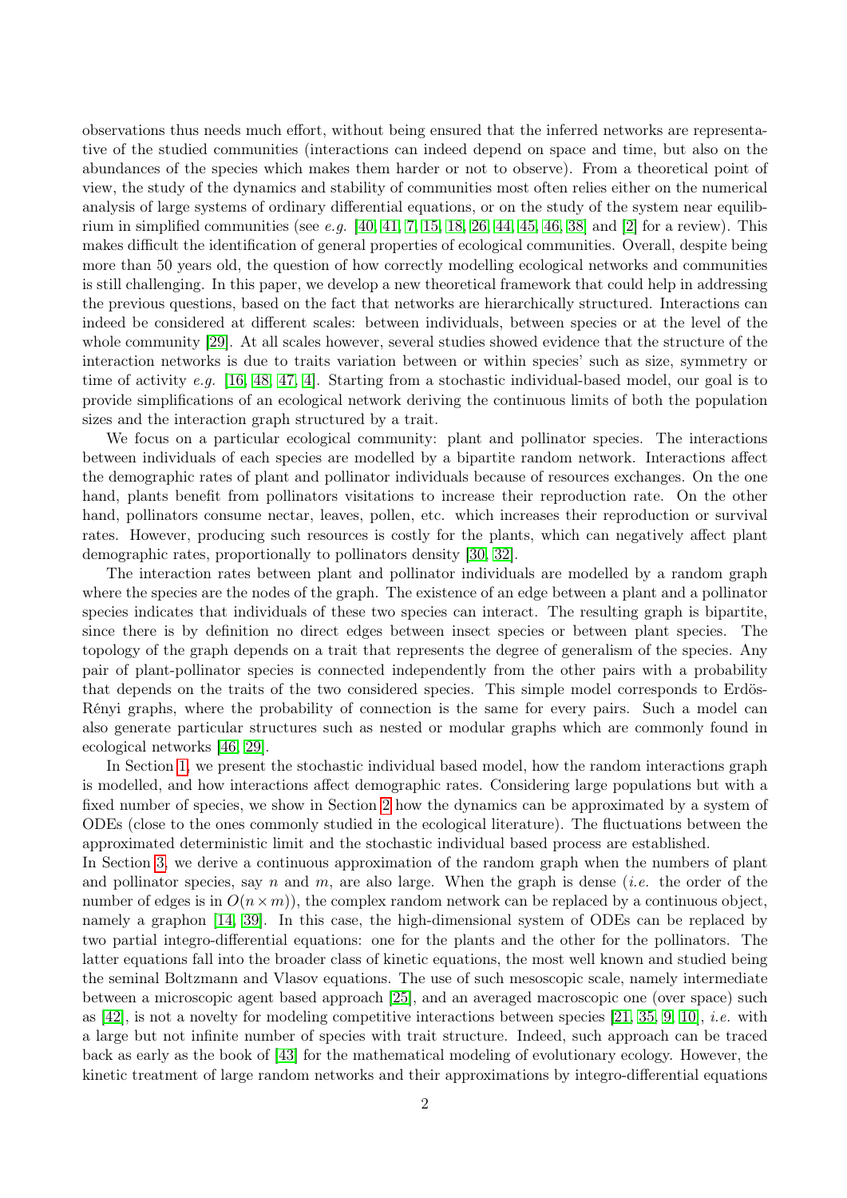observations thus needs much effort, without being ensured that the inferred networks are representative of the studied communities (interactions can indeed depend on space and time, but also on the abundances of the species which makes them harder or not to observe). From a theoretical point of view, the study of the dynamics and stability of communities most often relies either on the numerical analysis of large systems of ordinary differential equations, or on the study of the system near equilibrium in simplified communities (see *e.g.* [40, 41, 7, 15, 18, 26, 44, 45, 46, 38] and [2] for a review). This makes difficult the identification of general properties of ecological communities. Overall, despite being more than 50 years old, the question of how correctly modelling ecological networks and communities is still challenging. In this paper, we develop a new theoretical framework that could help in addressing the previous questions, based on the fact that networks are hierarchically structured. Interactions can indeed be considered at different scales: between individuals, between species or at the level of the whole community [29]. At all scales however, several studies showed evidence that the structure of the interaction networks is due to traits variation between or within species' such as size, symmetry or time of activity *e.g.* [16, 48, 47, 4]. Starting from a stochastic individual-based model, our goal is to provide simplifications of an ecological network deriving the continuous limits of both the population sizes and the interaction graph structured by a trait.

We focus on a particular ecological community: plant and pollinator species. The interactions between individuals of each species are modelled by a bipartite random network. Interactions affect the demographic rates of plant and pollinator individuals because of resources exchanges. On the one hand, plants benefit from pollinators visitations to increase their reproduction rate. On the other hand, pollinators consume nectar, leaves, pollen, etc. which increases their reproduction or survival rates. However, producing such resources is costly for the plants, which can negatively affect plant demographic rates, proportionally to pollinators density [30, 32].

The interaction rates between plant and pollinator individuals are modelled by a random graph where the species are the nodes of the graph. The existence of an edge between a plant and a pollinator species indicates that individuals of these two species can interact. The resulting graph is bipartite, since there is by definition no direct edges between insect species or between plant species. The topology of the graph depends on a trait that represents the degree of generalism of the species. Any pair of plant-pollinator species is connected independently from the other pairs with a probability that depends on the traits of the two considered species. This simple model corresponds to Erdös-Rényi graphs, where the probability of connection is the same for every pairs. Such a model can also generate particular structures such as nested or modular graphs which are commonly found in ecological networks [46, 29].

In Section 1, we present the stochastic individual based model, how the random interactions graph is modelled, and how interactions affect demographic rates. Considering large populations but with a fixed number of species, we show in Section 2 how the dynamics can be approximated by a system of ODEs (close to the ones commonly studied in the ecological literature). The fluctuations between the approximated deterministic limit and the stochastic individual based process are established.

In Section 3, we derive a continuous approximation of the random graph when the numbers of plant and pollinator species, say $n$ and $m$, are also large. When the graph is dense (*i.e.* the order of the number of edges is in $O(n \times m)$), the complex random network can be replaced by a continuous object, namely a graphon [14, 39]. In this case, the high-dimensional system of ODEs can be replaced by two partial integro-differential equations: one for the plants and the other for the pollinators. The latter equations fall into the broader class of kinetic equations, the most well known and studied being the seminal Boltzmann and Vlasov equations. The use of such mesoscopic scale, namely intermediate between a microscopic agent based approach [25], and an averaged macroscopic one (over space) such as [42], is not a novelty for modeling competitive interactions between species [21, 35, 9, 10], *i.e.* with a large but not infinite number of species with trait structure. Indeed, such approach can be traced back as early as the book of [43] for the mathematical modeling of evolutionary ecology. However, the kinetic treatment of large random networks and their approximations by integro-differential equations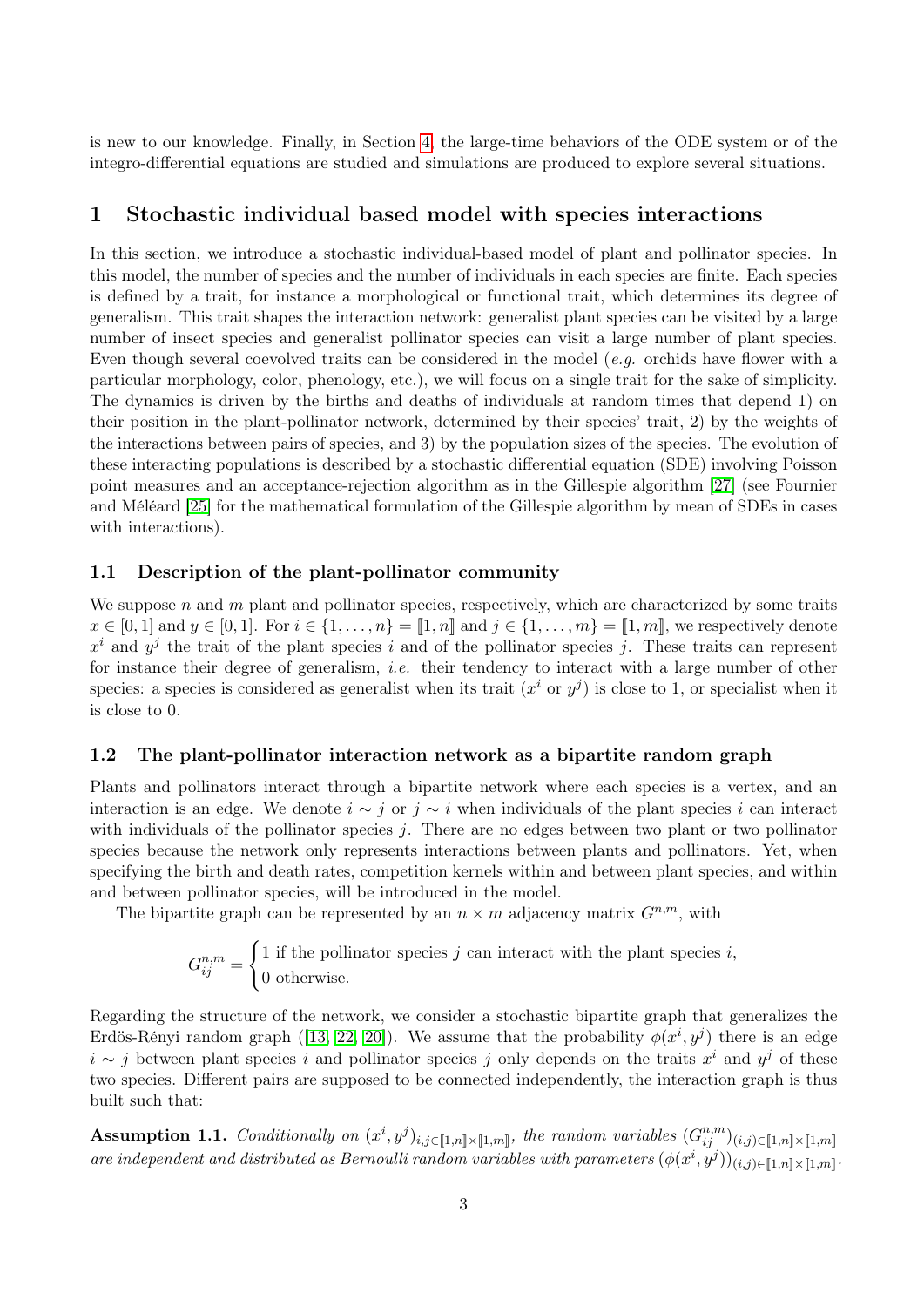is new to our knowledge. Finally, in Section 4, the large-time behaviors of the ODE system or of the integro-differential equations are studied and simulations are produced to explore several situations.

# 1 Stochastic individual based model with species interactions

In this section, we introduce a stochastic individual-based model of plant and pollinator species. In this model, the number of species and the number of individuals in each species are finite. Each species is defined by a trait, for instance a morphological or functional trait, which determines its degree of generalism. This trait shapes the interaction network: generalist plant species can be visited by a large number of insect species and generalist pollinator species can visit a large number of plant species. Even though several coevolved traits can be considered in the model (*e.g.* orchids have flower with a particular morphology, color, phenology, etc.), we will focus on a single trait for the sake of simplicity. The dynamics is driven by the births and deaths of individuals at random times that depend 1) on their position in the plant-pollinator network, determined by their species' trait, 2) by the weights of the interactions between pairs of species, and 3) by the population sizes of the species. The evolution of these interacting populations is described by a stochastic differential equation (SDE) involving Poisson point measures and an acceptance-rejection algorithm as in the Gillespie algorithm [27] (see Fournier and Méléard [25] for the mathematical formulation of the Gillespie algorithm by mean of SDEs in cases with interactions).

## 1.1 Description of the plant-pollinator community

We suppose $n$ and $m$ plant and pollinator species, respectively, which are characterized by some traits $x \in [0,1]$ and $y \in [0,1]$. For $i \in \{1,\dots,n\} = [\![1,n]\!]$ and $j \in \{1,\dots,m\} = [\![1,m]\!]$, we respectively denote $x^i$ and $y^j$ the trait of the plant species $i$ and of the pollinator species $j$. These traits can represent for instance their degree of generalism, *i.e.* their tendency to interact with a large number of other species: a species is considered as generalist when its trait ($x^i$ or $y^j$) is close to 1, or specialist when it is close to 0.

## 1.2 The plant-pollinator interaction network as a bipartite random graph

Plants and pollinators interact through a bipartite network where each species is a vertex, and an interaction is an edge. We denote $i \sim j$ or $j \sim i$ when individuals of the plant species $i$ can interact with individuals of the pollinator species $j$. There are no edges between two plant or two pollinator species because the network only represents interactions between plants and pollinators. Yet, when specifying the birth and death rates, competition kernels within and between plant species, and within and between pollinator species, will be introduced in the model.

The bipartite graph can be represented by an $n \times m$ adjacency matrix $G^{n,m}$, with

$$G^{n,m}_{ij} = \begin{cases} 1 \text{ if the pollinator species } j \text{ can interact with the plant species } i, \\ 0 \text{ otherwise.} \end{cases}$$

Regarding the structure of the network, we consider a stochastic bipartite graph that generalizes the Erdös-Rényi random graph ([13, 22, 20]). We assume that the probability $\phi(x^i, y^j)$ there is an edge $i \sim j$ between plant species $i$ and pollinator species $j$ only depends on the traits $x^i$ and $y^j$ of these two species. Different pairs are supposed to be connected independently, the interaction graph is thus built such that:

**Assumption 1.1.** *Conditionally on $(x^i, y^j)_{i,j \in [\![1,n]\!] \times [\![1,m]\!]}$, the random variables $(G^{n,m}_{ij})_{(i,j) \in [\![1,n]\!] \times [\![1,m]\!]}$ are independent and distributed as Bernoulli random variables with parameters $(\phi(x^i, y^j))_{(i,j) \in [\![1,n]\!] \times [\![1,m]\!]}$.*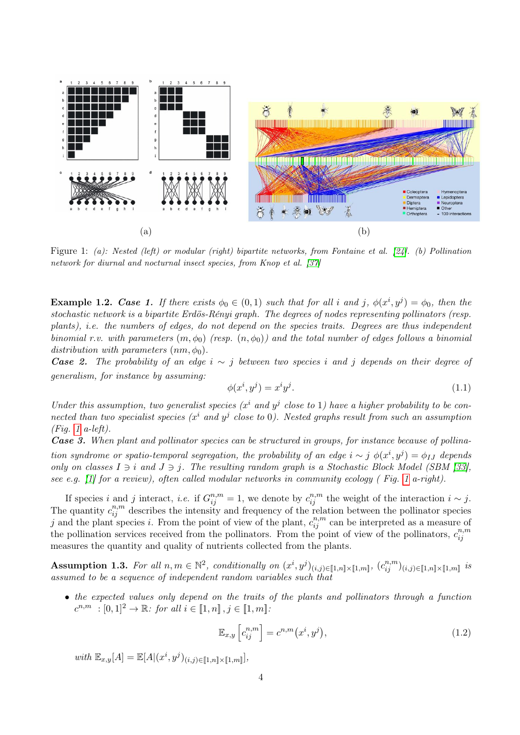Figure 1: *(a): Nested (left) or modular (right) bipartite networks, from Fontaine et al. [24]. (b) Pollination network for diurnal and nocturnal insect species, from Knop et al. [37]*

**Example 1.2.** ***Case 1.*** *If there exists $\phi_0 \in (0,1)$ such that for all $i$ and $j$, $\phi(x^i, y^j) = \phi_0$, then the stochastic network is a bipartite Erdös-Rényi graph. The degrees of nodes representing pollinators (resp. plants), i.e. the numbers of edges, do not depend on the species traits. Degrees are thus independent binomial r.v. with parameters $(m, \phi_0)$ (resp. $(n, \phi_0)$) and the total number of edges follows a binomial distribution with parameters $(nm, \phi_0)$.*

***Case 2.*** *The probability of an edge $i \sim j$ between two species $i$ and $j$ depends on their degree of generalism, for instance by assuming:*

$$\phi(x^i, y^j) = x^i y^j. \tag{1.1}$$

*Under this assumption, two generalist species ($x^i$ and $y^j$ close to 1) have a higher probability to be connected than two specialist species ($x^i$ and $y^j$ close to 0). Nested graphs result from such an assumption (Fig. 1 a-left).*

***Case 3.*** *When plant and pollinator species can be structured in groups, for instance because of pollination syndrome or spatio-temporal segregation, the probability of an edge $i \sim j$ $\phi(x^i, y^j) = \phi_{IJ}$ depends only on classes $I \ni i$ and $J \ni j$. The resulting random graph is a Stochastic Block Model (SBM [33], see e.g. [1] for a review), often called modular networks in community ecology ( Fig. 1 a-right).*

If species $i$ and $j$ interact, *i.e.* if $G^{n,m}_{ij} = 1$, we denote by $c^{n,m}_{ij}$ the weight of the interaction $i \sim j$. The quantity $c^{n,m}_{ij}$ describes the intensity and frequency of the relation between the pollinator species $j$ and the plant species $i$. From the point of view of the plant, $c^{n,m}_{ij}$ can be interpreted as a measure of the pollination services received from the pollinators. From the point of view of the pollinators, $c^{n,m}_{ij}$ measures the quantity and quality of nutrients collected from the plants.

**Assumption 1.3.** *For all $n, m \in \mathbb{N}^2$, conditionally on $(x^i, y^j)_{(i,j)\in[\![1,n]\!]\times[\![1,m]\!]}$, $(c^{n,m}_{ij})_{(i,j)\in[\![1,n]\!]\times[\![1,m]\!]}$ is assumed to be a sequence of independent random variables such that*

- *the expected values only depend on the traits of the plants and pollinators through a function $c^{n,m} : [0,1]^2 \to \mathbb{R}$: for all $i \in [\![1,n]\!], j \in [\![1,m]\!]$:*

$$\mathbb{E}_{x,y}\left[c^{n,m}_{ij}\right] = c^{n,m}(x^i, y^j), \tag{1.2}$$

*with $\mathbb{E}_{x,y}[A] = \mathbb{E}[A|(x^i, y^j)_{(i,j)\in[\![1,n]\!]\times[\![1,m]\!]}]$,*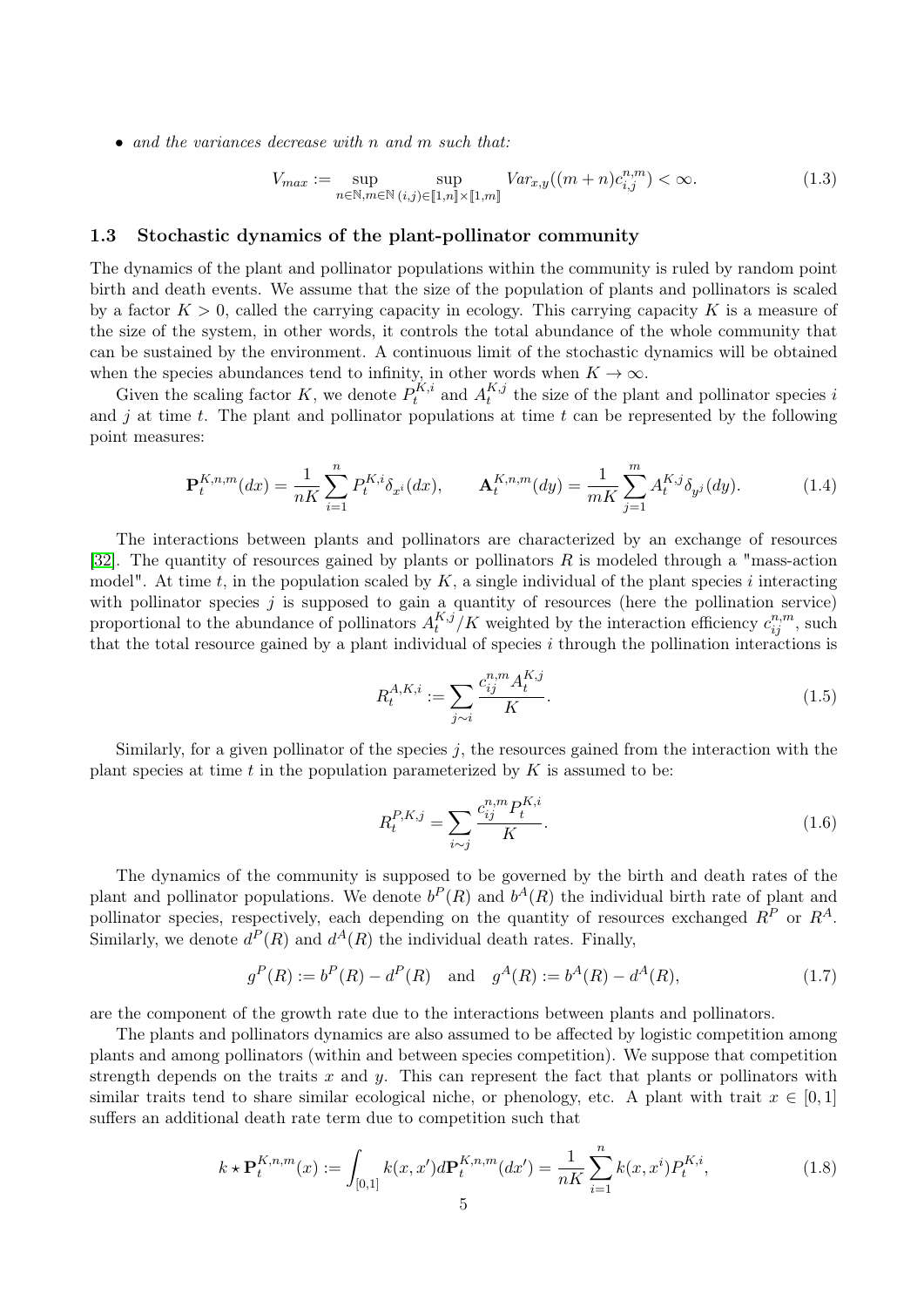- *and the variances decrease with $n$ and $m$ such that:*

$$V_{max} := \sup_{n\in\mathbb{N}, m\in\mathbb{N}} \sup_{(i,j)\in[\![1,n]\!]\times[\![1,m]\!]} Var_{x,y}((m+n)c_{i,j}^{n,m}) < \infty. \tag{1.3}$$

### 1.3 Stochastic dynamics of the plant-pollinator community

The dynamics of the plant and pollinator populations within the community is ruled by random point birth and death events. We assume that the size of the population of plants and pollinators is scaled by a factor $K > 0$, called the carrying capacity in ecology. This carrying capacity $K$ is a measure of the size of the system, in other words, it controls the total abundance of the whole community that can be sustained by the environment. A continuous limit of the stochastic dynamics will be obtained when the species abundances tend to infinity, in other words when $K \to \infty$.

Given the scaling factor $K$, we denote $P_t^{K,i}$ and $A_t^{K,j}$ the size of the plant and pollinator species $i$ and $j$ at time $t$. The plant and pollinator populations at time $t$ can be represented by the following point measures:

$$\mathbf{P}_t^{K,n,m}(dx) = \frac{1}{nK}\sum_{i=1}^{n} P_t^{K,i}\delta_{x^i}(dx), \qquad \mathbf{A}_t^{K,n,m}(dy) = \frac{1}{mK}\sum_{j=1}^{m} A_t^{K,j}\delta_{y^j}(dy). \tag{1.4}$$

The interactions between plants and pollinators are characterized by an exchange of resources [32]. The quantity of resources gained by plants or pollinators $R$ is modeled through a "mass-action model". At time $t$, in the population scaled by $K$, a single individual of the plant species $i$ interacting with pollinator species $j$ is supposed to gain a quantity of resources (here the pollination service) proportional to the abundance of pollinators $A_t^{K,j}/K$ weighted by the interaction efficiency $c_{ij}^{n,m}$, such that the total resource gained by a plant individual of species $i$ through the pollination interactions is

$$R_t^{A,K,i} := \sum_{j\sim i} \frac{c_{ij}^{n,m} A_t^{K,j}}{K}. \tag{1.5}$$

Similarly, for a given pollinator of the species $j$, the resources gained from the interaction with the plant species at time $t$ in the population parameterized by $K$ is assumed to be:

$$R_t^{P,K,j} = \sum_{i\sim j} \frac{c_{ij}^{n,m} P_t^{K,i}}{K}. \tag{1.6}$$

The dynamics of the community is supposed to be governed by the birth and death rates of the plant and pollinator populations. We denote $b^P(R)$ and $b^A(R)$ the individual birth rate of plant and pollinator species, respectively, each depending on the quantity of resources exchanged $R^P$ or $R^A$. Similarly, we denote $d^P(R)$ and $d^A(R)$ the individual death rates. Finally,

$$g^P(R) := b^P(R) - d^P(R) \quad \text{and} \quad g^A(R) := b^A(R) - d^A(R), \tag{1.7}$$

are the component of the growth rate due to the interactions between plants and pollinators.

The plants and pollinators dynamics are also assumed to be affected by logistic competition among plants and among pollinators (within and between species competition). We suppose that competition strength depends on the traits $x$ and $y$. This can represent the fact that plants or pollinators with similar traits tend to share similar ecological niche, or phenology, etc. A plant with trait $x \in [0,1]$ suffers an additional death rate term due to competition such that

$$k \star \mathbf{P}_t^{K,n,m}(x) := \int_{[0,1]} k(x,x')d\mathbf{P}_t^{K,n,m}(dx') = \frac{1}{nK}\sum_{i=1}^{n} k(x,x^i)P_t^{K,i}, \tag{1.8}$$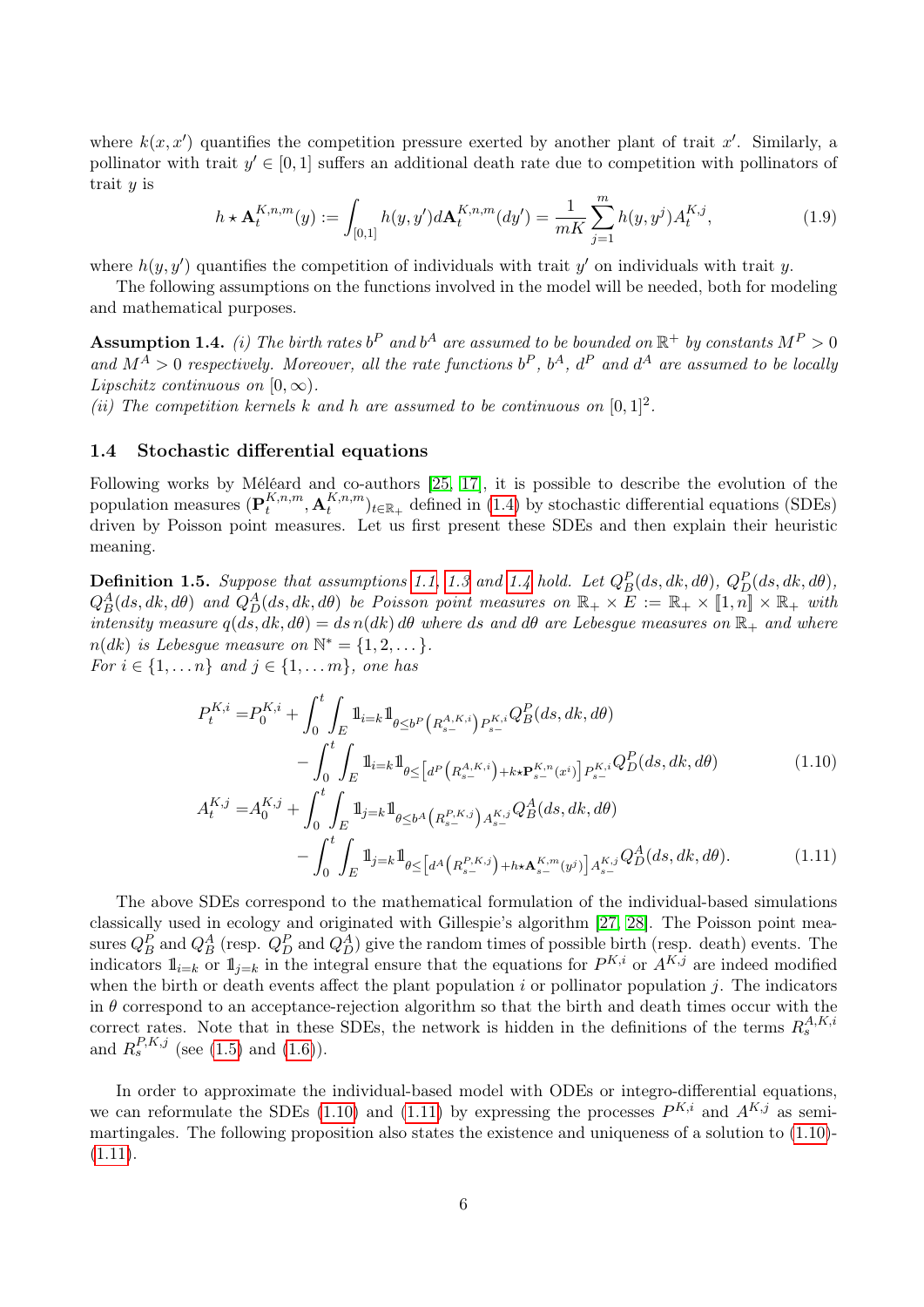where $k(x, x')$ quantifies the competition pressure exerted by another plant of trait $x'$. Similarly, a pollinator with trait $y' \in [0,1]$ suffers an additional death rate due to competition with pollinators of trait $y$ is

$$h \star \mathbf{A}_t^{K,n,m}(y) := \int_{[0,1]} h(y, y') d\mathbf{A}_t^{K,n,m}(dy') = \frac{1}{mK} \sum_{j=1}^{m} h(y, y^j) A_t^{K,j}, \tag{1.9}$$

where $h(y, y')$ quantifies the competition of individuals with trait $y'$ on individuals with trait $y$.

The following assumptions on the functions involved in the model will be needed, both for modeling and mathematical purposes.

**Assumption 1.4.** *(i) The birth rates $b^P$ and $b^A$ are assumed to be bounded on $\mathbb{R}^+$ by constants $M^P > 0$ and $M^A > 0$ respectively. Moreover, all the rate functions $b^P$, $b^A$, $d^P$ and $d^A$ are assumed to be locally Lipschitz continuous on $[0, \infty)$.*
*(ii) The competition kernels $k$ and $h$ are assumed to be continuous on $[0,1]^2$.*

### 1.4 Stochastic differential equations

Following works by Méléard and co-authors [25, 17], it is possible to describe the evolution of the population measures $(\mathbf{P}_t^{K,n,m}, \mathbf{A}_t^{K,n,m})_{t\in\mathbb{R}_+}$ defined in (1.4) by stochastic differential equations (SDEs) driven by Poisson point measures. Let us first present these SDEs and then explain their heuristic meaning.

**Definition 1.5.** *Suppose that assumptions 1.1, 1.3 and 1.4 hold. Let $Q_B^P(ds, dk, d\theta)$, $Q_D^P(ds, dk, d\theta)$, $Q_B^A(ds, dk, d\theta)$ and $Q_D^A(ds, dk, d\theta)$ be Poisson point measures on $\mathbb{R}_+ \times E := \mathbb{R}_+ \times [\![1, n]\!] \times \mathbb{R}_+$ with intensity measure $q(ds, dk, d\theta) = ds\, n(dk)\, d\theta$ where $ds$ and $d\theta$ are Lebesgue measures on $\mathbb{R}_+$ and where $n(dk)$ is Lebesgue measure on $\mathbb{N}^* = \{1, 2, \dots\}$.*
*For $i \in \{1, \dots n\}$ and $j \in \{1, \dots m\}$, one has*

$$\begin{aligned}
P_t^{K,i} =& P_0^{K,i} + \int_0^t \int_E \mathbb{1}_{i=k} \mathbb{1}_{\theta \le b^P\left(R_{s-}^{A,K,i}\right) P_{s-}^{K,i}} Q_B^P(ds, dk, d\theta) \\
& - \int_0^t \int_E \mathbb{1}_{i=k} \mathbb{1}_{\theta \le \left[d^P\left(R_{s-}^{A,K,i}\right) + k \star \mathbf{P}_{s-}^{K,n}(x^i)\right] P_{s-}^{K,i}} Q_D^P(ds, dk, d\theta)
\end{aligned} \tag{1.10}$$

$$\begin{aligned}
A_t^{K,j} =& A_0^{K,j} + \int_0^t \int_E \mathbb{1}_{j=k} \mathbb{1}_{\theta \le b^A\left(R_{s-}^{P,K,j}\right) A_{s-}^{K,j}} Q_B^A(ds, dk, d\theta) \\
& - \int_0^t \int_E \mathbb{1}_{j=k} \mathbb{1}_{\theta \le \left[d^A\left(R_{s-}^{P,K,j}\right) + h \star \mathbf{A}_{s-}^{K,m}(y^j)\right] A_{s-}^{K,j}} Q_D^A(ds, dk, d\theta).
\end{aligned} \tag{1.11}$$

The above SDEs correspond to the mathematical formulation of the individual-based simulations classically used in ecology and originated with Gillespie's algorithm [27, 28]. The Poisson point measures $Q_B^P$ and $Q_B^A$ (resp. $Q_D^P$ and $Q_D^A$) give the random times of possible birth (resp. death) events. The indicators $\mathbb{1}_{i=k}$ or $\mathbb{1}_{j=k}$ in the integral ensure that the equations for $P^{K,i}$ or $A^{K,j}$ are indeed modified when the birth or death events affect the plant population $i$ or pollinator population $j$. The indicators in $\theta$ correspond to an acceptance-rejection algorithm so that the birth and death times occur with the correct rates. Note that in these SDEs, the network is hidden in the definitions of the terms $R_s^{A,K,i}$ and $R_s^{P,K,j}$ (see (1.5) and (1.6)).

In order to approximate the individual-based model with ODEs or integro-differential equations, we can reformulate the SDEs (1.10) and (1.11) by expressing the processes $P^{K,i}$ and $A^{K,j}$ as semi-martingales. The following proposition also states the existence and uniqueness of a solution to (1.10)-(1.11).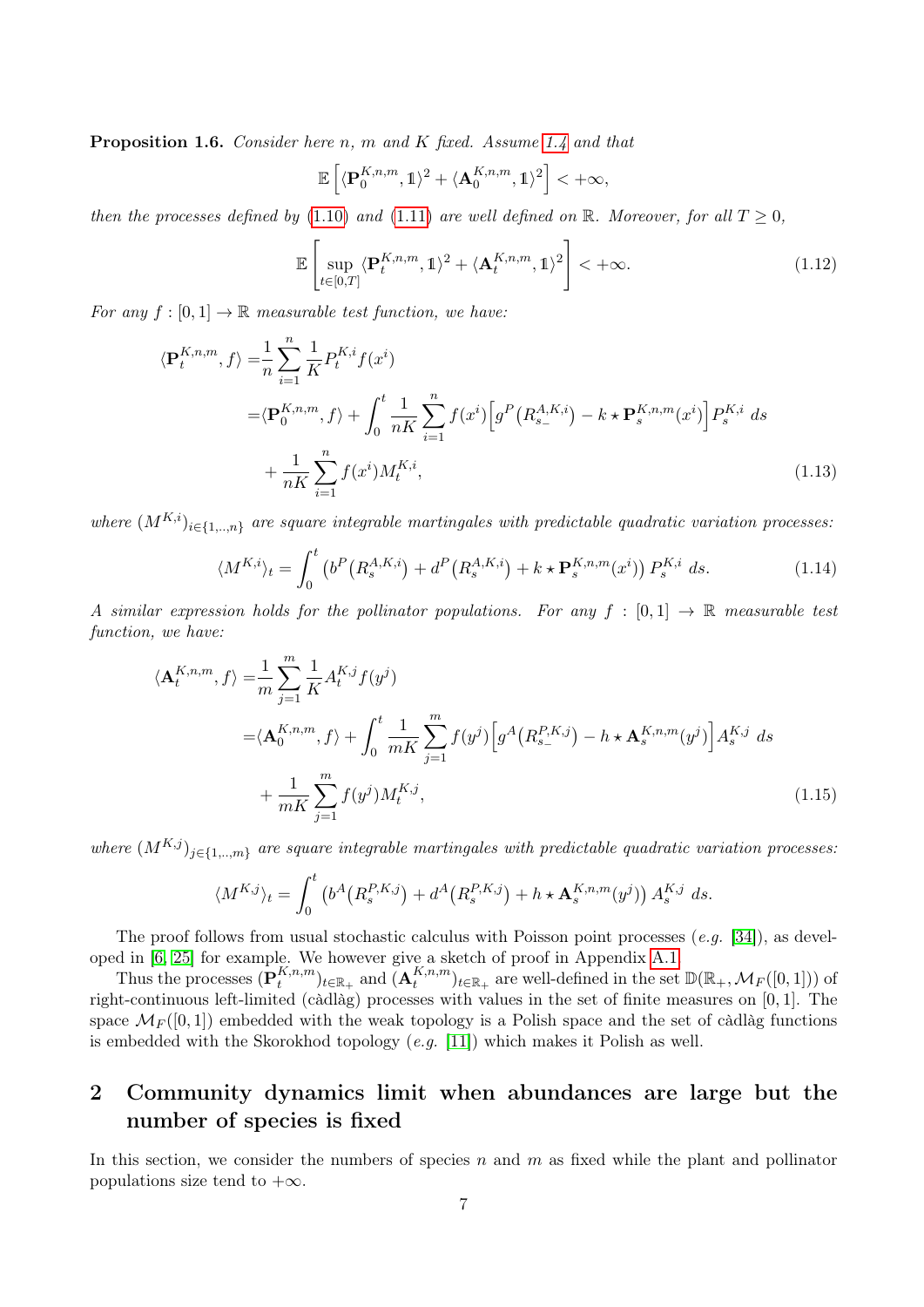**Proposition 1.6.** *Consider here $n$, $m$ and $K$ fixed. Assume 1.4 and that*

$$\mathbb{E}\left[\langle \mathbf{P}_0^{K,n,m}, \mathbb{1}\rangle^2 + \langle \mathbf{A}_0^{K,n,m}, \mathbb{1}\rangle^2\right] < +\infty,$$

*then the processes defined by (1.10) and (1.11) are well defined on $\mathbb{R}$. Moreover, for all $T \geq 0$,*

$$\mathbb{E}\left[\sup_{t\in[0,T]} \langle \mathbf{P}_t^{K,n,m}, \mathbb{1}\rangle^2 + \langle \mathbf{A}_t^{K,n,m}, \mathbb{1}\rangle^2\right] < +\infty. \tag{1.12}$$

*For any $f : [0,1] \to \mathbb{R}$ measurable test function, we have:*

$$\begin{aligned}
\langle \mathbf{P}_t^{K,n,m}, f\rangle =& \frac{1}{n}\sum_{i=1}^{n} \frac{1}{K} P_t^{K,i} f(x^i) \\
=& \langle \mathbf{P}_0^{K,n,m}, f\rangle + \int_0^t \frac{1}{nK}\sum_{i=1}^{n} f(x^i)\Big[g^P\big(R_{s_-}^{A,K,i}\big) - k \star \mathbf{P}_s^{K,n,m}(x^i)\Big] P_s^{K,i}\, ds \\
&+ \frac{1}{nK}\sum_{i=1}^{n} f(x^i) M_t^{K,i},
\end{aligned} \tag{1.13}$$

*where $(M^{K,i})_{i\in\{1,..,n\}}$ are square integrable martingales with predictable quadratic variation processes:*

$$\langle M^{K,i}\rangle_t = \int_0^t \left(b^P\big(R_s^{A,K,i}\big) + d^P\big(R_s^{A,K,i}\big) + k \star \mathbf{P}_s^{K,n,m}(x^i)\right) P_s^{K,i}\, ds. \tag{1.14}$$

*A similar expression holds for the pollinator populations. For any $f : [0,1] \to \mathbb{R}$ measurable test function, we have:*

$$\begin{aligned}
\langle \mathbf{A}_t^{K,n,m}, f\rangle =& \frac{1}{m}\sum_{j=1}^{m} \frac{1}{K} A_t^{K,j} f(y^j) \\
=& \langle \mathbf{A}_0^{K,n,m}, f\rangle + \int_0^t \frac{1}{mK}\sum_{j=1}^{m} f(y^j)\Big[g^A\big(R_{s_-}^{P,K,j}\big) - h \star \mathbf{A}_s^{K,n,m}(y^j)\Big] A_s^{K,j}\, ds \\
&+ \frac{1}{mK}\sum_{j=1}^{m} f(y^j) M_t^{K,j},
\end{aligned} \tag{1.15}$$

*where $(M^{K,j})_{j\in\{1,..,m\}}$ are square integrable martingales with predictable quadratic variation processes:*

$$\langle M^{K,j}\rangle_t = \int_0^t \left(b^A\big(R_s^{P,K,j}\big) + d^A\big(R_s^{P,K,j}\big) + h \star \mathbf{A}_s^{K,n,m}(y^j)\right) A_s^{K,j}\, ds.$$

The proof follows from usual stochastic calculus with Poisson point processes (*e.g.* [34]), as developed in [6, 25] for example. We however give a sketch of proof in Appendix A.1.

Thus the processes $(\mathbf{P}_t^{K,n,m})_{t\in\mathbb{R}_+}$ and $(\mathbf{A}_t^{K,n,m})_{t\in\mathbb{R}_+}$ are well-defined in the set $\mathbb{D}(\mathbb{R}_+, \mathcal{M}_F([0,1]))$ of right-continuous left-limited (càdlàg) processes with values in the set of finite measures on $[0,1]$. The space $\mathcal{M}_F([0,1])$ embedded with the weak topology is a Polish space and the set of càdlàg functions is embedded with the Skorokhod topology (*e.g.* [11]) which makes it Polish as well.

## 2 Community dynamics limit when abundances are large but the number of species is fixed

In this section, we consider the numbers of species $n$ and $m$ as fixed while the plant and pollinator populations size tend to $+\infty$.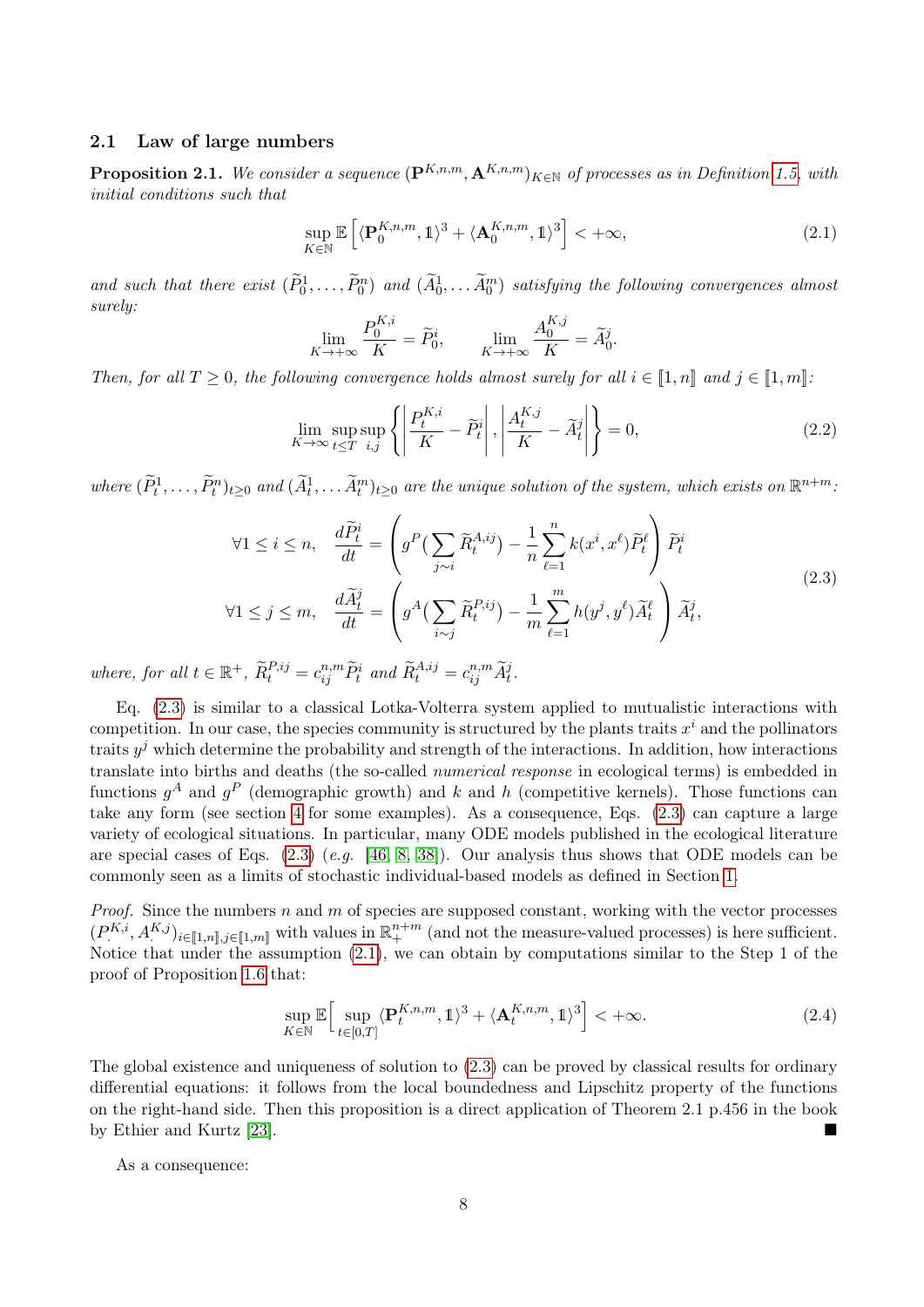### 2.1 Law of large numbers

**Proposition 2.1.** *We consider a sequence $(\mathbf{P}^{K,n,m}, \mathbf{A}^{K,n,m})_{K\in\mathbb{N}}$ of processes as in Definition 1.5, with initial conditions such that*

$$\sup_{K\in\mathbb{N}} \mathbb{E}\left[\langle \mathbf{P}_0^{K,n,m}, \mathbb{1}\rangle^3 + \langle \mathbf{A}_0^{K,n,m}, \mathbb{1}\rangle^3\right] < +\infty, \tag{2.1}$$

*and such that there exist $(\widetilde{P}_0^1, \dots, \widetilde{P}_0^n)$ and $(\widetilde{A}_0^1, \dots \widetilde{A}_0^m)$ satisfying the following convergences almost surely:*

$$\lim_{K\to+\infty} \frac{P_0^{K,i}}{K} = \widetilde{P}_0^i, \qquad \lim_{K\to+\infty} \frac{A_0^{K,j}}{K} = \widetilde{A}_0^j.$$

*Then, for all $T \geq 0$, the following convergence holds almost surely for all $i \in [\![1,n]\!]$ and $j \in [\![1,m]\!]$:*

$$\lim_{K\to\infty} \sup_{t\leq T} \sup_{i,j} \left\{ \left| \frac{P_t^{K,i}}{K} - \widetilde{P}_t^i \right|, \left| \frac{A_t^{K,j}}{K} - \widetilde{A}_t^j \right| \right\} = 0, \tag{2.2}$$

*where $(\widetilde{P}_t^1, \dots, \widetilde{P}_t^n)_{t\geq 0}$ and $(\widetilde{A}_t^1, \dots \widetilde{A}_t^m)_{t\geq 0}$ are the unique solution of the system, which exists on $\mathbb{R}^{n+m}$:*

$$\begin{aligned}
\forall 1 \leq i \leq n, \quad \frac{d\widetilde{P}_t^i}{dt} &= \left( g^P\Big(\sum_{j\sim i} \widetilde{R}_t^{A,ij}\Big) - \frac{1}{n}\sum_{\ell=1}^n k(x^i, x^\ell)\widetilde{P}_t^\ell \right) \widetilde{P}_t^i \\
\forall 1 \leq j \leq m, \quad \frac{d\widetilde{A}_t^j}{dt} &= \left( g^A\Big(\sum_{i\sim j} \widetilde{R}_t^{P,ij}\Big) - \frac{1}{m}\sum_{\ell=1}^m h(y^j, y^\ell)\widetilde{A}_t^\ell \right) \widetilde{A}_t^j,
\end{aligned} \tag{2.3}$$

*where, for all $t \in \mathbb{R}^+$, $\widetilde{R}_t^{P,ij} = c_{ij}^{n,m}\widetilde{P}_t^i$ and $\widetilde{R}_t^{A,ij} = c_{ij}^{n,m}\widetilde{A}_t^j$.*

Eq. (2.3) is similar to a classical Lotka-Volterra system applied to mutualistic interactions with competition. In our case, the species community is structured by the plants traits $x^i$ and the pollinators traits $y^j$ which determine the probability and strength of the interactions. In addition, how interactions translate into births and deaths (the so-called *numerical response* in ecological terms) is embedded in functions $g^A$ and $g^P$ (demographic growth) and $k$ and $h$ (competitive kernels). Those functions can take any form (see section 4 for some examples). As a consequence, Eqs. (2.3) can capture a large variety of ecological situations. In particular, many ODE models published in the ecological literature are special cases of Eqs. (2.3) (*e.g.* [46, 8, 38]). Our analysis thus shows that ODE models can be commonly seen as a limits of stochastic individual-based models as defined in Section 1.

*Proof.* Since the numbers $n$ and $m$ of species are supposed constant, working with the vector processes $(P^{K,i}, A^{K,j})_{i\in[\![1,n]\!],j\in[\![1,m]\!]}$ with values in $\mathbb{R}_+^{n+m}$ (and not the measure-valued processes) is here sufficient. Notice that under the assumption (2.1), we can obtain by computations similar to the Step 1 of the proof of Proposition 1.6 that:

$$\sup_{K\in\mathbb{N}} \mathbb{E}\Big[\sup_{t\in[0,T]} \langle \mathbf{P}_t^{K,n,m}, \mathbb{1}\rangle^3 + \langle \mathbf{A}_t^{K,n,m}, \mathbb{1}\rangle^3\Big] < +\infty. \tag{2.4}$$

The global existence and uniqueness of solution to (2.3) can be proved by classical results for ordinary differential equations: it follows from the local boundedness and Lipschitz property of the functions on the right-hand side. Then this proposition is a direct application of Theorem 2.1 p.456 in the book by Ethier and Kurtz [23]. ■

As a consequence: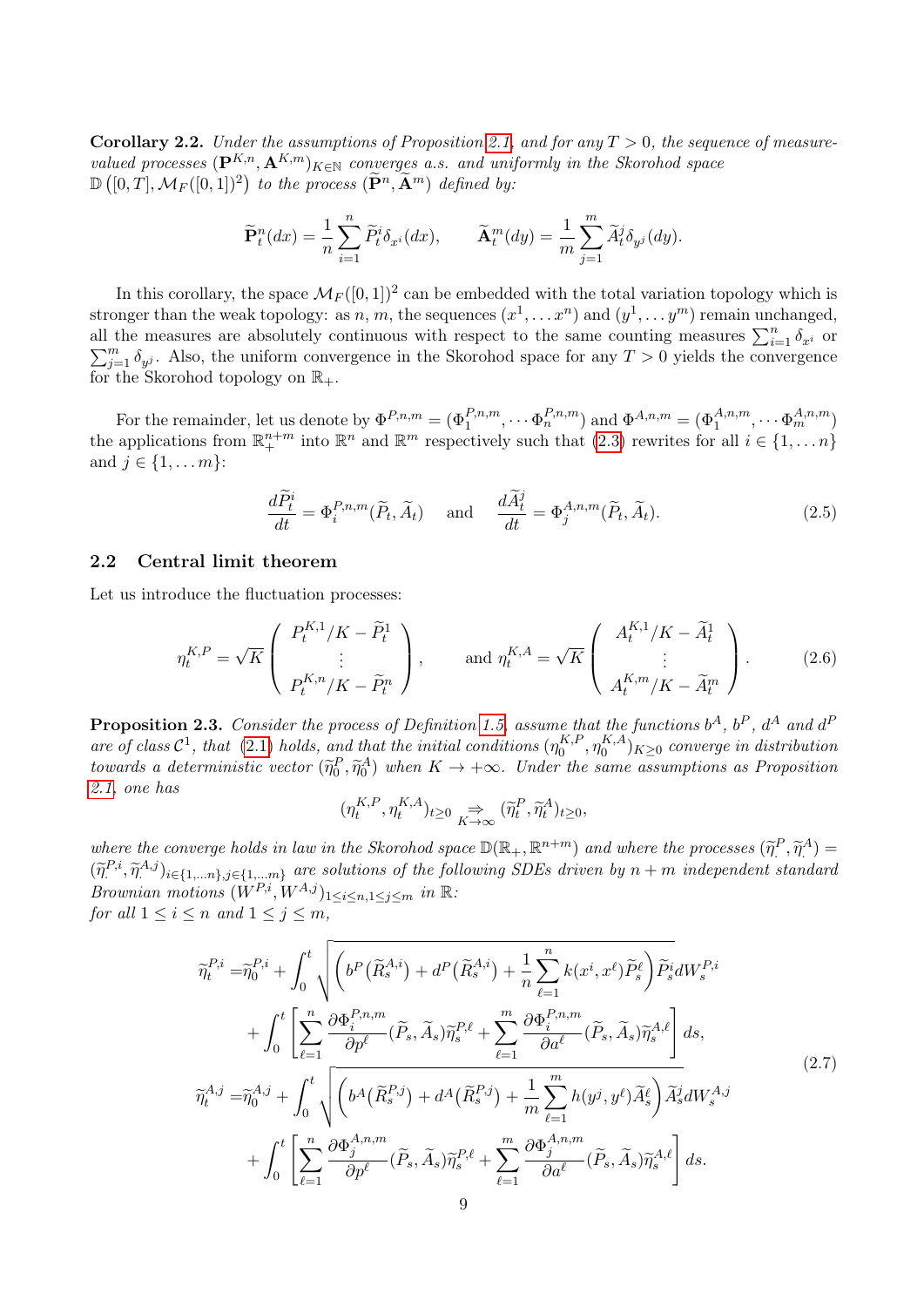**Corollary 2.2.** *Under the assumptions of Proposition 2.1, and for any $T>0$, the sequence of measure-valued processes $(\mathbf{P}^{K,n},\mathbf{A}^{K,m})_{K\in\mathbb{N}}$ converges a.s. and uniformly in the Skorohod space $\mathbb{D}\left([0,T],\mathcal{M}_F([0,1])^2\right)$ to the process $(\widetilde{\mathbf{P}}^n,\widetilde{\mathbf{A}}^m)$ defined by:*

$$\widetilde{\mathbf{P}}^n_t(dx)=\frac{1}{n}\sum_{i=1}^n \widetilde{P}^i_t\delta_{x^i}(dx),\qquad \widetilde{\mathbf{A}}^m_t(dy)=\frac{1}{m}\sum_{j=1}^m \widetilde{A}^j_t\delta_{y^j}(dy).$$

In this corollary, the space $\mathcal{M}_F([0,1])^2$ can be embedded with the total variation topology which is stronger than the weak topology: as $n$, $m$, the sequences $(x^1,\dots x^n)$ and $(y^1,\dots y^m)$ remain unchanged, all the measures are absolutely continuous with respect to the same counting measures $\sum_{i=1}^n\delta_{x^i}$ or $\sum_{j=1}^m\delta_{y^j}$. Also, the uniform convergence in the Skorohod space for any $T>0$ yields the convergence for the Skorohod topology on $\mathbb{R}_+$.

For the remainder, let us denote by $\Phi^{P,n,m}=(\Phi^{P,n,m}_1,\cdots\Phi^{P,n,m}_n)$ and $\Phi^{A,n,m}=(\Phi^{A,n,m}_1,\cdots\Phi^{A,n,m}_m)$ the applications from $\mathbb{R}_+^{n+m}$ into $\mathbb{R}^n$ and $\mathbb{R}^m$ respectively such that (2.3) rewrites for all $i\in\{1,\dots n\}$ and $j\in\{1,\dots m\}$:

$$\frac{d\widetilde{P}^i_t}{dt}=\Phi^{P,n,m}_i(\widetilde{P}_t,\widetilde{A}_t)\quad\text{ and }\quad \frac{d\widetilde{A}^j_t}{dt}=\Phi^{A,n,m}_j(\widetilde{P}_t,\widetilde{A}_t). \tag{2.5}$$

## 2.2 Central limit theorem

Let us introduce the fluctuation processes:

$$\eta^{K,P}_t=\sqrt{K}\begin{pmatrix} P^{K,1}_t/K-\widetilde{P}^1_t\\ \vdots\\ P^{K,n}_t/K-\widetilde{P}^n_t\end{pmatrix},\qquad \text{and } \eta^{K,A}_t=\sqrt{K}\begin{pmatrix} A^{K,1}_t/K-\widetilde{A}^1_t\\ \vdots\\ A^{K,m}_t/K-\widetilde{A}^m_t\end{pmatrix}. \tag{2.6}$$

**Proposition 2.3.** *Consider the process of Definition 1.5, assume that the functions $b^A$, $b^P$, $d^A$ and $d^P$ are of class $\mathcal{C}^1$, that (2.1) holds, and that the initial conditions $(\eta^{K,P}_0,\eta^{K,A}_0)_{K\geq 0}$ converge in distribution towards a deterministic vector $(\widetilde{\eta}^P_0,\widetilde{\eta}^A_0)$ when $K\to+\infty$. Under the same assumptions as Proposition 2.1, one has*

$$(\eta^{K,P}_t,\eta^{K,A}_t)_{t\geq 0}\underset{K\to\infty}{\Rightarrow}(\widetilde{\eta}^P_t,\widetilde{\eta}^A_t)_{t\geq 0},$$

*where the converge holds in law in the Skorohod space $\mathbb{D}(\mathbb{R}_+,\mathbb{R}^{n+m})$ and where the processes $(\widetilde{\eta}^P_\cdot,\widetilde{\eta}^A_\cdot)=(\widetilde{\eta}^{P,i}_\cdot,\widetilde{\eta}^{A,j}_\cdot)_{i\in\{1,\dots n\},j\in\{1,\dots m\}}$ are solutions of the following SDEs driven by $n+m$ independent standard Brownian motions $(W^{P,i},W^{A,j})_{1\leq i\leq n,1\leq j\leq m}$ in $\mathbb{R}$:*
*for all $1\leq i\leq n$ and $1\leq j\leq m$,*

$$\begin{aligned}
\widetilde{\eta}^{P,i}_t=&\widetilde{\eta}^{P,i}_0+\int_0^t\sqrt{\left(b^P\big(\widetilde{R}^{A,i}_s\big)+d^P\big(\widetilde{R}^{A,i}_s\big)+\frac{1}{n}\sum_{\ell=1}^n k(x^i,x^\ell)\widetilde{P}^\ell_s\right)\widetilde{P}^i_s}dW^{P,i}_s\\
&+\int_0^t\left[\sum_{\ell=1}^n\frac{\partial\Phi^{P,n,m}_i}{\partial p^\ell}(\widetilde{P}_s,\widetilde{A}_s)\widetilde{\eta}^{P,\ell}_s+\sum_{\ell=1}^m\frac{\partial\Phi^{P,n,m}_i}{\partial a^\ell}(\widetilde{P}_s,\widetilde{A}_s)\widetilde{\eta}^{A,\ell}_s\right]ds,\\
\widetilde{\eta}^{A,j}_t=&\widetilde{\eta}^{A,j}_0+\int_0^t\sqrt{\left(b^A\big(\widetilde{R}^{P,j}_s\big)+d^A\big(\widetilde{R}^{P,j}_s\big)+\frac{1}{m}\sum_{\ell=1}^m h(y^j,y^\ell)\widetilde{A}^\ell_s\right)\widetilde{A}^j_s}dW^{A,j}_s\\
&+\int_0^t\left[\sum_{\ell=1}^n\frac{\partial\Phi^{A,n,m}_j}{\partial p^\ell}(\widetilde{P}_s,\widetilde{A}_s)\widetilde{\eta}^{P,\ell}_s+\sum_{\ell=1}^m\frac{\partial\Phi^{A,n,m}_j}{\partial a^\ell}(\widetilde{P}_s,\widetilde{A}_s)\widetilde{\eta}^{A,\ell}_s\right]ds.
\end{aligned}\tag{2.7}$$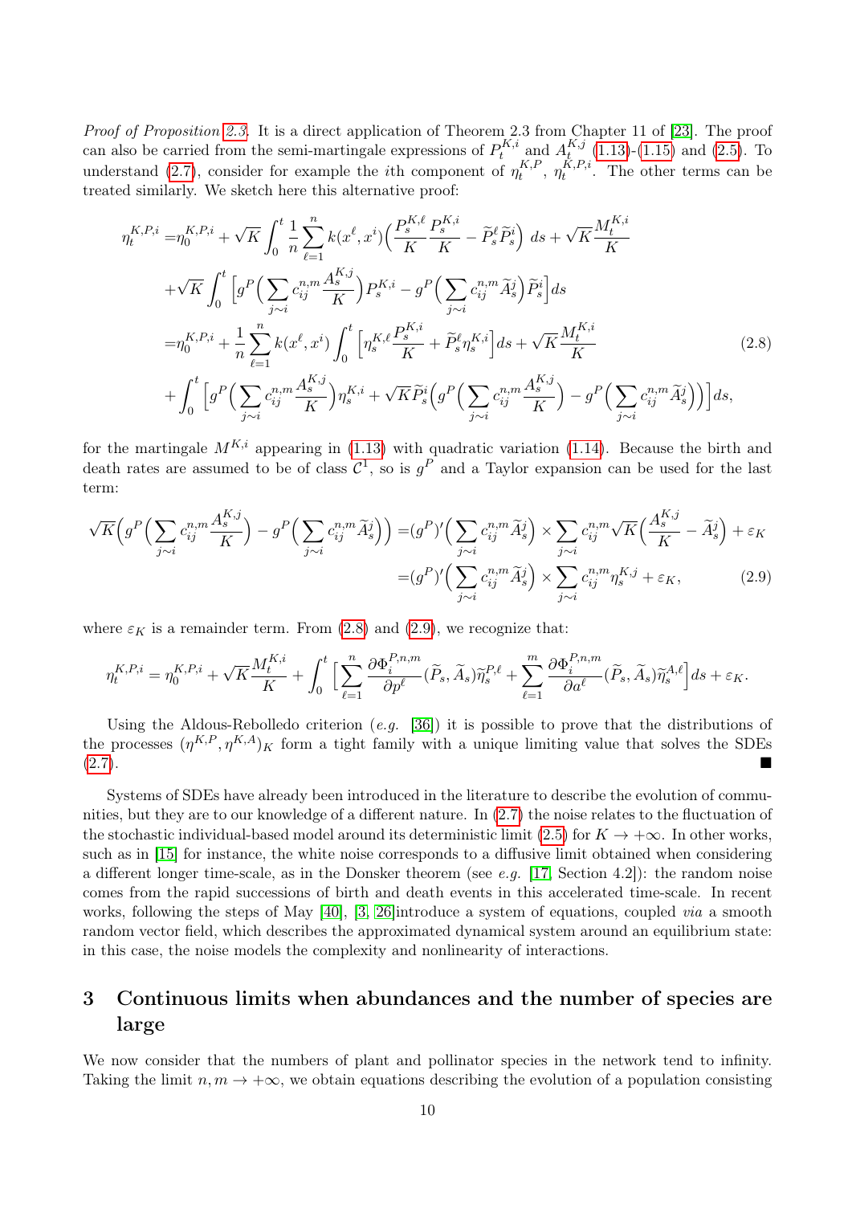*Proof of Proposition 2.3.* It is a direct application of Theorem 2.3 from Chapter 11 of [23]. The proof can also be carried from the semi-martingale expressions of $P^{K,i}_t$ and $A^{K,j}_t$ (1.13)-(1.15) and (2.5). To understand (2.7), consider for example the $i$th component of $\eta^{K,P}_t$, $\eta^{K,P,i}_t$. The other terms can be treated similarly. We sketch here this alternative proof:

$$
\begin{aligned}
\eta^{K,P,i}_t =& \eta^{K,P,i}_0 + \sqrt{K}\int_0^t \frac{1}{n}\sum_{\ell=1}^n k(x^\ell,x^i)\Big(\frac{P^{K,\ell}_s}{K}\frac{P^{K,i}_s}{K} - \widetilde{P}^\ell_s\widetilde{P}^i_s\Big)\,ds + \sqrt{K}\frac{M^{K,i}_t}{K}\\
&+\sqrt{K}\int_0^t \Big[g^P\Big(\sum_{j\sim i} c^{n,m}_{ij}\frac{A^{K,j}_s}{K}\Big)P^{K,i}_s - g^P\Big(\sum_{j\sim i} c^{n,m}_{ij}\widetilde{A}^j_s\Big)\widetilde{P}^i_s\Big]ds\\
=& \eta^{K,P,i}_0 + \frac{1}{n}\sum_{\ell=1}^n k(x^\ell,x^i)\int_0^t \Big[\eta^{K,\ell}_s\frac{P^{K,i}_s}{K} + \widetilde{P}^\ell_s\eta^{K,i}_s\Big]ds + \sqrt{K}\frac{M^{K,i}_t}{K}\\
&+\int_0^t \Big[g^P\Big(\sum_{j\sim i} c^{n,m}_{ij}\frac{A^{K,j}_s}{K}\Big)\eta^{K,i}_s + \sqrt{K}\widetilde{P}^i_s\Big(g^P\Big(\sum_{j\sim i} c^{n,m}_{ij}\frac{A^{K,j}_s}{K}\Big) - g^P\Big(\sum_{j\sim i} c^{n,m}_{ij}\widetilde{A}^j_s\Big)\Big)\Big]ds,
\end{aligned}
\tag{2.8}
$$

for the martingale $M^{K,i}$ appearing in (1.13) with quadratic variation (1.14). Because the birth and death rates are assumed to be of class $\mathcal{C}^1$, so is $g^P$ and a Taylor expansion can be used for the last term:

$$
\begin{aligned}
\sqrt{K}\Big(g^P\Big(\sum_{j\sim i} c^{n,m}_{ij}\frac{A^{K,j}_s}{K}\Big) - g^P\Big(\sum_{j\sim i} c^{n,m}_{ij}\widetilde{A}^j_s\Big)\Big) =& (g^P)'\Big(\sum_{j\sim i} c^{n,m}_{ij}\widetilde{A}^j_s\Big)\times\sum_{j\sim i} c^{n,m}_{ij}\sqrt{K}\Big(\frac{A^{K,j}_s}{K} - \widetilde{A}^j_s\Big) + \varepsilon_K\\
=& (g^P)'\Big(\sum_{j\sim i} c^{n,m}_{ij}\widetilde{A}^j_s\Big)\times\sum_{j\sim i} c^{n,m}_{ij}\eta^{K,j}_s + \varepsilon_K,
\end{aligned}
\tag{2.9}
$$

where $\varepsilon_K$ is a remainder term. From (2.8) and (2.9), we recognize that:

$$
\eta^{K,P,i}_t = \eta^{K,P,i}_0 + \sqrt{K}\frac{M^{K,i}_t}{K} + \int_0^t \Big[\sum_{\ell=1}^n \frac{\partial\Phi^{P,n,m}_i}{\partial p^\ell}(\widetilde{P}_s,\widetilde{A}_s)\widetilde{\eta}^{P,\ell}_s + \sum_{\ell=1}^m \frac{\partial\Phi^{P,n,m}_i}{\partial a^\ell}(\widetilde{P}_s,\widetilde{A}_s)\widetilde{\eta}^{A,\ell}_s\Big]ds + \varepsilon_K.
$$

Using the Aldous-Rebolledo criterion (*e.g.* [36]) it is possible to prove that the distributions of the processes $(\eta^{K,P},\eta^{K,A})_K$ form a tight family with a unique limiting value that solves the SDEs (2.7). ■

Systems of SDEs have already been introduced in the literature to describe the evolution of communities, but they are to our knowledge of a different nature. In (2.7) the noise relates to the fluctuation of the stochastic individual-based model around its deterministic limit (2.5) for $K\to+\infty$. In other works, such as in [15] for instance, the white noise corresponds to a diffusive limit obtained when considering a different longer time-scale, as in the Donsker theorem (see *e.g.* [17, Section 4.2]): the random noise comes from the rapid successions of birth and death events in this accelerated time-scale. In recent works, following the steps of May [40], [3, 26]introduce a system of equations, coupled *via* a smooth random vector field, which describes the approximated dynamical system around an equilibrium state: in this case, the noise models the complexity and nonlinearity of interactions.

# 3 Continuous limits when abundances and the number of species are large

We now consider that the numbers of plant and pollinator species in the network tend to infinity. Taking the limit $n,m\to+\infty$, we obtain equations describing the evolution of a population consisting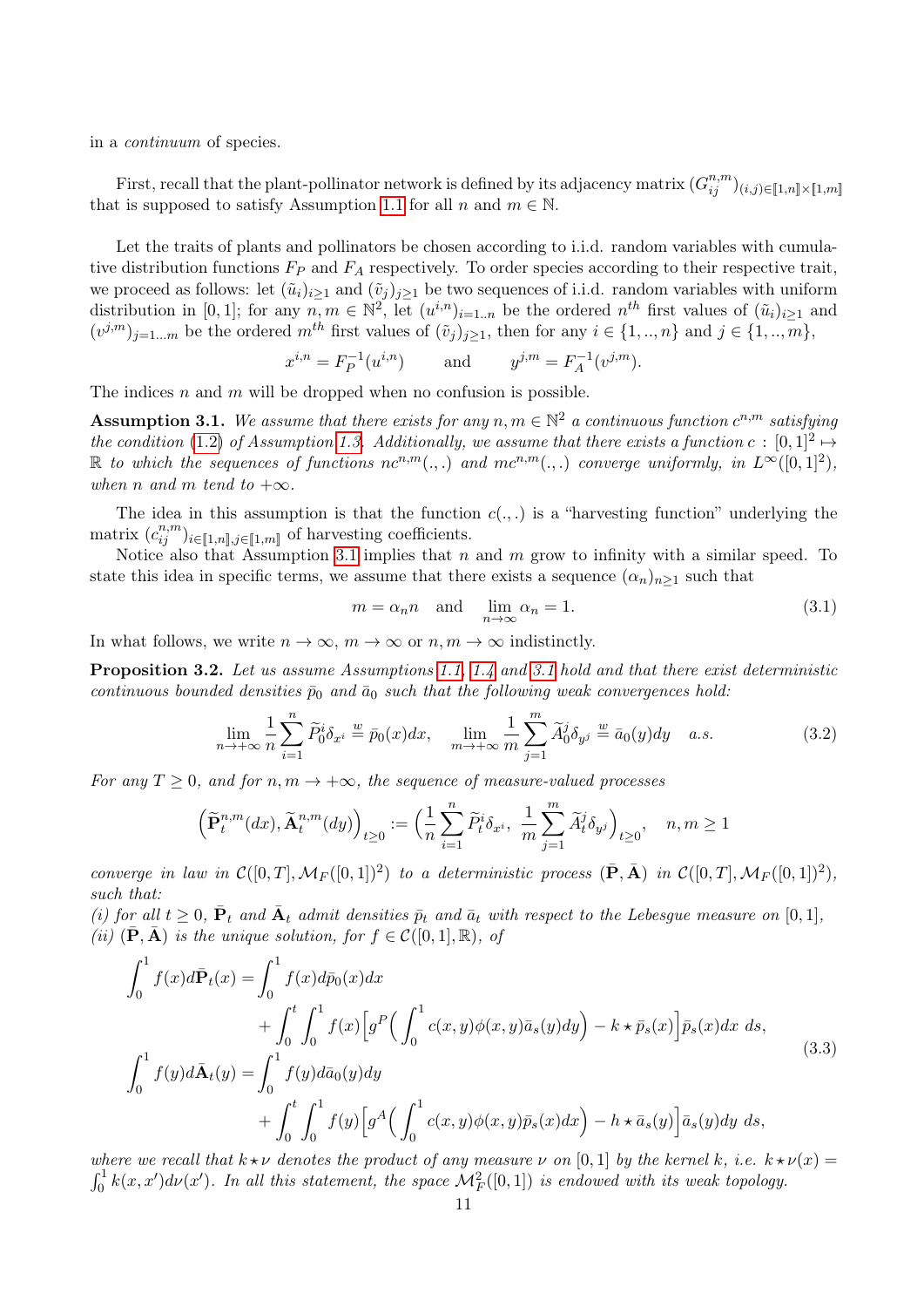in a *continuum* of species.

First, recall that the plant-pollinator network is defined by its adjacency matrix $(G^{n,m}_{ij})_{(i,j)\in[\![1,n]\!]\times[\![1,m]\!]}$ that is supposed to satisfy Assumption 1.1 for all $n$ and $m \in \mathbb{N}$.

Let the traits of plants and pollinators be chosen according to i.i.d. random variables with cumulative distribution functions $F_P$ and $F_A$ respectively. To order species according to their respective trait, we proceed as follows: let $(\tilde{u}_i)_{i\geq 1}$ and $(\tilde{v}_j)_{j\geq 1}$ be two sequences of i.i.d. random variables with uniform distribution in $[0,1]$; for any $n, m \in \mathbb{N}^2$, let $(u^{i,n})_{i=1..n}$ be the ordered $n^{th}$ first values of $(\tilde{u}_i)_{i\geq 1}$ and $(v^{j,m})_{j=1...m}$ be the ordered $m^{th}$ first values of $(\tilde{v}_j)_{j\geq 1}$, then for any $i \in \{1,..,n\}$ and $j \in \{1,..,m\}$,

$$x^{i,n} = F_P^{-1}(u^{i,n}) \qquad \text{and} \qquad y^{j,m} = F_A^{-1}(v^{j,m}).$$

The indices $n$ and $m$ will be dropped when no confusion is possible.

**Assumption 3.1.** *We assume that there exists for any $n, m \in \mathbb{N}^2$ a continuous function $c^{n,m}$ satisfying the condition (1.2) of Assumption 1.3. Additionally, we assume that there exists a function $c : [0,1]^2 \mapsto \mathbb{R}$ to which the sequences of functions $nc^{n,m}(.,.)$ and $mc^{n,m}(.,.)$ converge uniformly, in $L^\infty([0,1]^2)$, when $n$ and $m$ tend to $+\infty$.*

The idea in this assumption is that the function $c(.,.)$ is a "harvesting function" underlying the matrix $(c^{n,m}_{ij})_{i\in[\![1,n]\!],j\in[\![1,m]\!]}$ of harvesting coefficients.

Notice also that Assumption 3.1 implies that $n$ and $m$ grow to infinity with a similar speed. To state this idea in specific terms, we assume that there exists a sequence $(\alpha_n)_{n\geq 1}$ such that

$$m = \alpha_n n \quad \text{and} \quad \lim_{n\to\infty} \alpha_n = 1. \tag{3.1}$$

In what follows, we write $n \to \infty$, $m \to \infty$ or $n, m \to \infty$ indistinctly.

**Proposition 3.2.** *Let us assume Assumptions 1.1, 1.4 and 3.1 hold and that there exist deterministic continuous bounded densities $\bar{p}_0$ and $\bar{a}_0$ such that the following weak convergences hold:*

$$\lim_{n\to+\infty} \frac{1}{n}\sum_{i=1}^{n} \widetilde{P}^i_0 \delta_{x^i} \overset{w}{=} \bar{p}_0(x)dx, \quad \lim_{m\to+\infty} \frac{1}{m}\sum_{j=1}^{m} \widetilde{A}^j_0 \delta_{y^j} \overset{w}{=} \bar{a}_0(y)dy \quad a.s. \tag{3.2}$$

*For any $T \geq 0$, and for $n, m \to +\infty$, the sequence of measure-valued processes*

$$\Big(\widetilde{\mathbf{P}}^{n,m}_t(dx), \widetilde{\mathbf{A}}^{n,m}_t(dy)\Big)_{t\geq 0} := \Big(\frac{1}{n}\sum_{i=1}^{n} \widetilde{P}^i_t \delta_{x^i},\ \frac{1}{m}\sum_{j=1}^{m} \widetilde{A}^j_t \delta_{y^j}\Big)_{t\geq 0}, \quad n, m \geq 1$$

*converge in law in $\mathcal{C}([0,T], \mathcal{M}_F([0,1])^2)$ to a deterministic process $(\bar{\mathbf{P}}, \bar{\mathbf{A}})$ in $\mathcal{C}([0,T], \mathcal{M}_F([0,1])^2)$, such that:*
*(i) for all $t \geq 0$, $\bar{\mathbf{P}}_t$ and $\bar{\mathbf{A}}_t$ admit densities $\bar{p}_t$ and $\bar{a}_t$ with respect to the Lebesgue measure on $[0,1]$,*
*(ii) $(\bar{\mathbf{P}}, \bar{\mathbf{A}})$ is the unique solution, for $f \in \mathcal{C}([0,1], \mathbb{R})$, of*

$$\begin{aligned}
\int_0^1 f(x)d\bar{\mathbf{P}}_t(x) &= \int_0^1 f(x)d\bar{p}_0(x)dx \\
&\quad + \int_0^t \int_0^1 f(x)\Big[g^P\Big(\int_0^1 c(x,y)\phi(x,y)\bar{a}_s(y)dy\Big) - k \star \bar{p}_s(x)\Big]\bar{p}_s(x)dx\ ds, \\
\int_0^1 f(y)d\bar{\mathbf{A}}_t(y) &= \int_0^1 f(y)d\bar{a}_0(y)dy \\
&\quad + \int_0^t \int_0^1 f(y)\Big[g^A\Big(\int_0^1 c(x,y)\phi(x,y)\bar{p}_s(x)dx\Big) - h \star \bar{a}_s(y)\Big]\bar{a}_s(y)dy\ ds,
\end{aligned} \tag{3.3}$$

*where we recall that $k \star \nu$ denotes the product of any measure $\nu$ on $[0,1]$ by the kernel $k$, i.e. $k \star \nu(x) = \int_0^1 k(x,x')d\nu(x')$. In all this statement, the space $\mathcal{M}_F^2([0,1])$ is endowed with its weak topology.*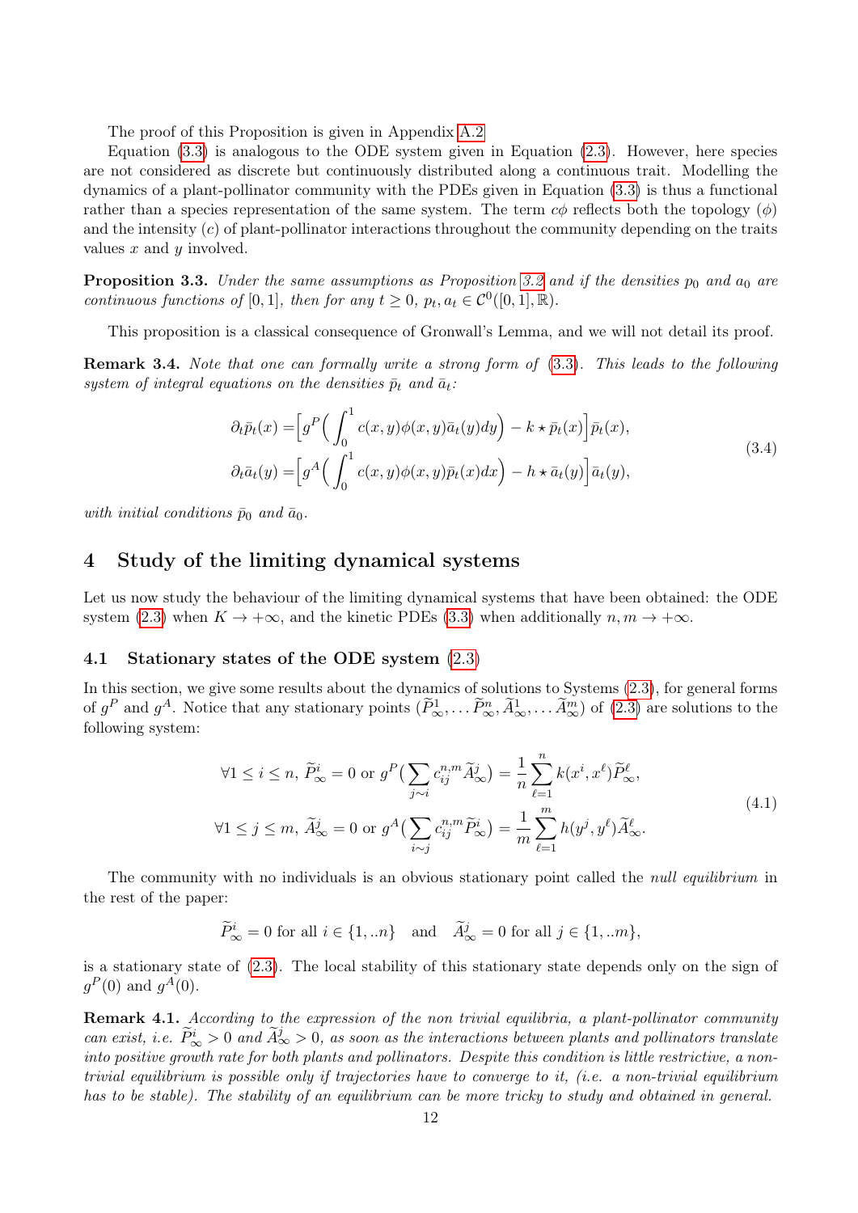The proof of this Proposition is given in Appendix A.2.

Equation (3.3) is analogous to the ODE system given in Equation (2.3). However, here species are not considered as discrete but continuously distributed along a continuous trait. Modelling the dynamics of a plant-pollinator community with the PDEs given in Equation (3.3) is thus a functional rather than a species representation of the same system. The term $c\phi$ reflects both the topology ($\phi$) and the intensity ($c$) of plant-pollinator interactions throughout the community depending on the traits values $x$ and $y$ involved.

**Proposition 3.3.** *Under the same assumptions as Proposition 3.2 and if the densities $p_0$ and $a_0$ are continuous functions of $[0,1]$, then for any $t \geq 0$, $p_t, a_t \in \mathcal{C}^0([0,1], \mathbb{R})$.*

This proposition is a classical consequence of Gronwall's Lemma, and we will not detail its proof.

**Remark 3.4.** *Note that one can formally write a strong form of (3.3). This leads to the following system of integral equations on the densities $\bar{p}_t$ and $\bar{a}_t$:*

$$
\begin{aligned}
\partial_t \bar{p}_t(x) =& \Big[ g^P\Big( \int_0^1 c(x,y)\phi(x,y)\bar{a}_t(y)dy \Big) - k \star \bar{p}_t(x) \Big] \bar{p}_t(x), \\
\partial_t \bar{a}_t(y) =& \Big[ g^A\Big( \int_0^1 c(x,y)\phi(x,y)\bar{p}_t(x)dx \Big) - h \star \bar{a}_t(y) \Big] \bar{a}_t(y),
\end{aligned}
\tag{3.4}
$$

*with initial conditions $\bar{p}_0$ and $\bar{a}_0$.*

# 4 Study of the limiting dynamical systems

Let us now study the behaviour of the limiting dynamical systems that have been obtained: the ODE system (2.3) when $K \to +\infty$, and the kinetic PDEs (3.3) when additionally $n, m \to +\infty$.

## 4.1 Stationary states of the ODE system (2.3)

In this section, we give some results about the dynamics of solutions to Systems (2.3), for general forms of $g^P$ and $g^A$. Notice that any stationary points $(\widetilde{P}^1_\infty, \dots \widetilde{P}^n_\infty, \widetilde{A}^1_\infty, \dots \widetilde{A}^m_\infty)$ of (2.3) are solutions to the following system:

$$
\begin{aligned}
&\forall 1 \leq i \leq n, \ \widetilde{P}^i_\infty = 0 \text{ or } g^P\big( \sum_{j \sim i} c^{n,m}_{ij} \widetilde{A}^j_\infty \big) = \frac{1}{n} \sum_{\ell=1}^{n} k(x^i, x^\ell) \widetilde{P}^\ell_\infty, \\
&\forall 1 \leq j \leq m, \ \widetilde{A}^j_\infty = 0 \text{ or } g^A\big( \sum_{i \sim j} c^{n,m}_{ij} \widetilde{P}^i_\infty \big) = \frac{1}{m} \sum_{\ell=1}^{m} h(y^j, y^\ell) \widetilde{A}^\ell_\infty.
\end{aligned}
\tag{4.1}
$$

The community with no individuals is an obvious stationary point called the *null equilibrium* in the rest of the paper:

$$
\widetilde{P}^i_\infty = 0 \text{ for all } i \in \{1, ..n\} \quad \text{and} \quad \widetilde{A}^j_\infty = 0 \text{ for all } j \in \{1, ..m\},
$$

is a stationary state of (2.3). The local stability of this stationary state depends only on the sign of $g^P(0)$ and $g^A(0)$.

**Remark 4.1.** *According to the expression of the non trivial equilibria, a plant-pollinator community can exist, i.e. $\widetilde{P}^i_\infty > 0$ and $\widetilde{A}^j_\infty > 0$, as soon as the interactions between plants and pollinators translate into positive growth rate for both plants and pollinators. Despite this condition is little restrictive, a non-trivial equilibrium is possible only if trajectories have to converge to it, (i.e. a non-trivial equilibrium has to be stable). The stability of an equilibrium can be more tricky to study and obtained in general.*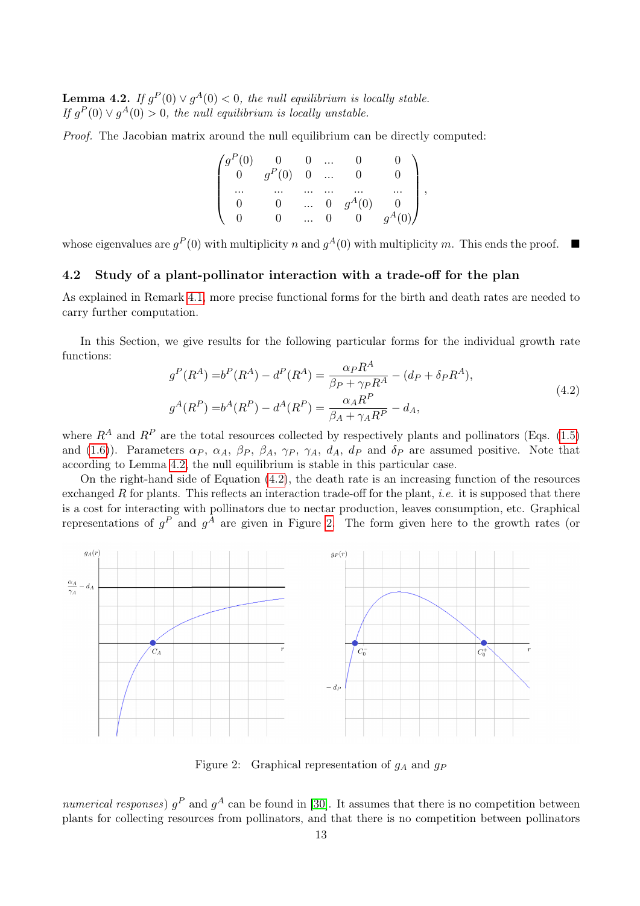**Lemma 4.2.** *If $g^P(0) \vee g^A(0) < 0$, the null equilibrium is locally stable. If $g^P(0) \vee g^A(0) > 0$, the null equilibrium is locally unstable.*

*Proof.* The Jacobian matrix around the null equilibrium can be directly computed:

$$\begin{pmatrix} g^P(0) & 0 & 0 & ... & 0 & 0 \\ 0 & g^P(0) & 0 & ... & 0 & 0 \\ ... & ... & ... & ... & ... & ... \\ 0 & 0 & ... & 0 & g^A(0) & 0 \\ 0 & 0 & ... & 0 & 0 & g^A(0) \end{pmatrix},$$

whose eigenvalues are $g^P(0)$ with multiplicity $n$ and $g^A(0)$ with multiplicity $m$. This ends the proof. ∎

## 4.2 Study of a plant-pollinator interaction with a trade-off for the plan

As explained in Remark 4.1, more precise functional forms for the birth and death rates are needed to carry further computation.

In this Section, we give results for the following particular forms for the individual growth rate functions:

$$\begin{aligned} g^P(R^A) &= b^P(R^A) - d^P(R^A) = \frac{\alpha_P R^A}{\beta_P + \gamma_P R^A} - (d_P + \delta_P R^A), \\ g^A(R^P) &= b^A(R^P) - d^A(R^P) = \frac{\alpha_A R^P}{\beta_A + \gamma_A R^P} - d_A, \end{aligned} \tag{4.2}$$

where $R^A$ and $R^P$ are the total resources collected by respectively plants and pollinators (Eqs. (1.5) and (1.6)). Parameters $\alpha_P$, $\alpha_A$, $\beta_P$, $\beta_A$, $\gamma_P$, $\gamma_A$, $d_A$, $d_P$ and $\delta_P$ are assumed positive. Note that according to Lemma 4.2, the null equilibrium is stable in this particular case.

On the right-hand side of Equation (4.2), the death rate is an increasing function of the resources exchanged $R$ for plants. This reflects an interaction trade-off for the plant, *i.e.* it is supposed that there is a cost for interacting with pollinators due to nectar production, leaves consumption, etc. Graphical representations of $g^P$ and $g^A$ are given in Figure 2. The form given here to the growth rates (or *numerical responses*) $g^P$ and $g^A$ can be found in [30]. It assumes that there is no competition between plants for collecting resources from pollinators, and that there is no competition between pollinators

Figure 2: Graphical representation of $g_A$ and $g_P$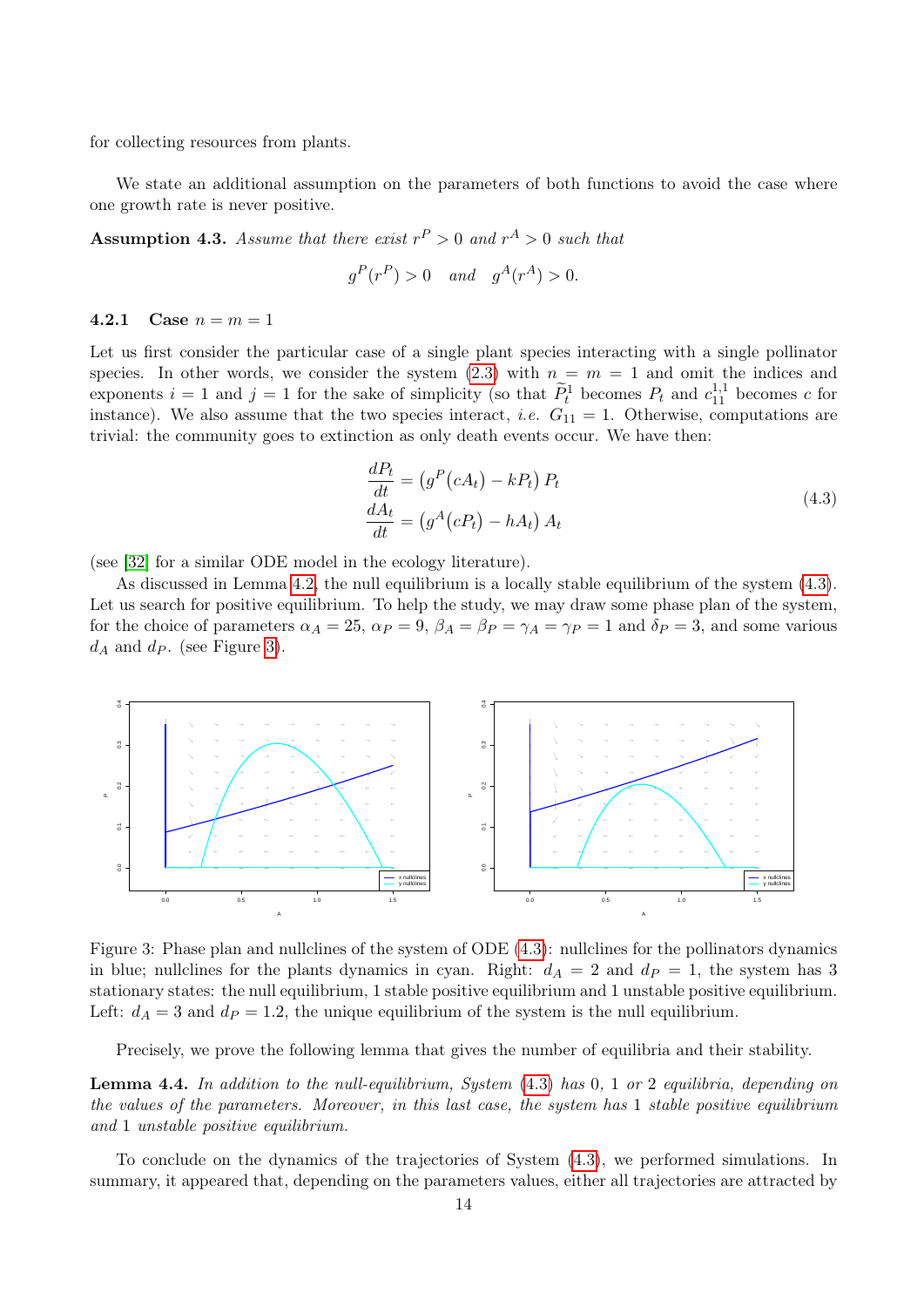for collecting resources from plants.

We state an additional assumption on the parameters of both functions to avoid the case where one growth rate is never positive.

**Assumption 4.3.** *Assume that there exist $r^P > 0$ and $r^A > 0$ such that*

$$g^P(r^P) > 0 \quad \text{and} \quad g^A(r^A) > 0.$$

### 4.2.1 Case $n = m = 1$

Let us first consider the particular case of a single plant species interacting with a single pollinator species. In other words, we consider the system (2.3) with $n = m = 1$ and omit the indices and exponents $i = 1$ and $j = 1$ for the sake of simplicity (so that $\widetilde{P}_t^1$ becomes $P_t$ and $c_{11}^{1,1}$ becomes $c$ for instance). We also assume that the two species interact, *i.e.* $G_{11} = 1$. Otherwise, computations are trivial: the community goes to extinction as only death events occur. We have then:

$$\begin{aligned}
\frac{dP_t}{dt} &= \left(g^P\left(cA_t\right) - kP_t\right) P_t \\
\frac{dA_t}{dt} &= \left(g^A\left(cP_t\right) - hA_t\right) A_t
\end{aligned} \tag{4.3}$$

(see [32] for a similar ODE model in the ecology literature).

As discussed in Lemma 4.2, the null equilibrium is a locally stable equilibrium of the system (4.3). Let us search for positive equilibrium. To help the study, we may draw some phase plan of the system, for the choice of parameters $\alpha_A = 25$, $\alpha_P = 9$, $\beta_A = \beta_P = \gamma_A = \gamma_P = 1$ and $\delta_P = 3$, and some various $d_A$ and $d_P$. (see Figure 3).

Figure 3: Phase plan and nullclines of the system of ODE (4.3): nullclines for the pollinators dynamics in blue; nullclines for the plants dynamics in cyan. Right: $d_A = 2$ and $d_P = 1$, the system has 3 stationary states: the null equilibrium, 1 stable positive equilibrium and 1 unstable positive equilibrium. Left: $d_A = 3$ and $d_P = 1.2$, the unique equilibrium of the system is the null equilibrium.

Precisely, we prove the following lemma that gives the number of equilibria and their stability.

**Lemma 4.4.** *In addition to the null-equilibrium, System (4.3) has 0, 1 or 2 equilibria, depending on the values of the parameters. Moreover, in this last case, the system has 1 stable positive equilibrium and 1 unstable positive equilibrium.*

To conclude on the dynamics of the trajectories of System (4.3), we performed simulations. In summary, it appeared that, depending on the parameters values, either all trajectories are attracted by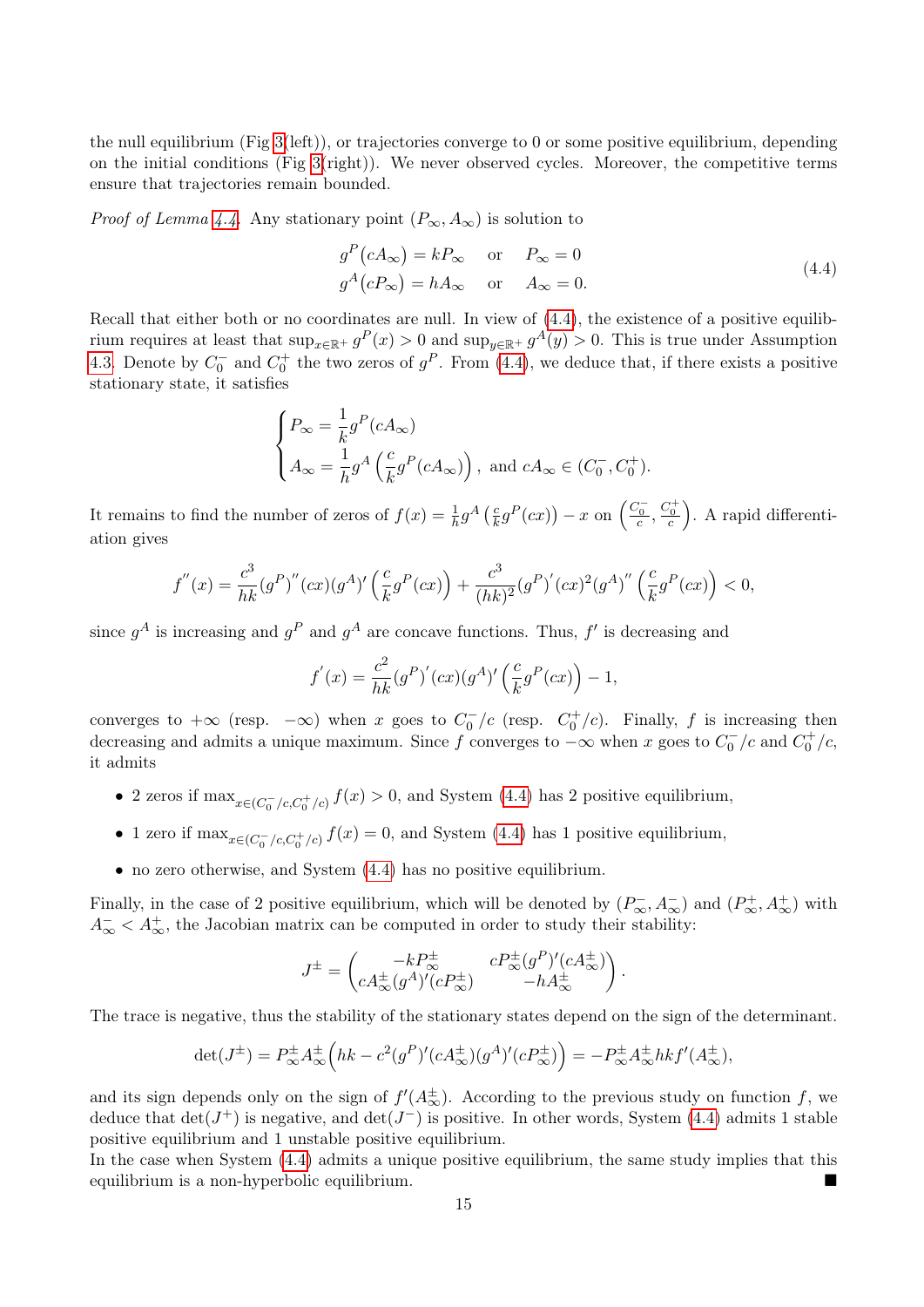the null equilibrium (Fig 3(left)), or trajectories converge to 0 or some positive equilibrium, depending on the initial conditions (Fig 3(right)). We never observed cycles. Moreover, the competitive terms ensure that trajectories remain bounded.

*Proof of Lemma 4.4.* Any stationary point $(P_\infty, A_\infty)$ is solution to

$$
\begin{aligned}
g^P\big(cA_\infty\big) &= kP_\infty \quad \text{or} \quad P_\infty = 0 \\
g^A\big(cP_\infty\big) &= hA_\infty \quad \text{or} \quad A_\infty = 0.
\end{aligned}
\tag{4.4}
$$

Recall that either both or no coordinates are null. In view of (4.4), the existence of a positive equilibrium requires at least that $\sup_{x\in\mathbb{R}^+} g^P(x) > 0$ and $\sup_{y\in\mathbb{R}^+} g^A(y) > 0$. This is true under Assumption 4.3. Denote by $C_0^-$ and $C_0^+$ the two zeros of $g^P$. From (4.4), we deduce that, if there exists a positive stationary state, it satisfies

$$
\begin{cases}
P_\infty = \dfrac{1}{k} g^P(cA_\infty) \\
A_\infty = \dfrac{1}{h} g^A\left(\dfrac{c}{k} g^P(cA_\infty)\right), \text{ and } cA_\infty \in (C_0^-, C_0^+).
\end{cases}
$$

It remains to find the number of zeros of $f(x) = \frac{1}{h} g^A\left(\frac{c}{k} g^P(cx)\right) - x$ on $\left(\frac{C_0^-}{c}, \frac{C_0^+}{c}\right)$. A rapid differentiation gives

$$
f''(x) = \frac{c^3}{hk} (g^P)''(cx)(g^A)'\left(\frac{c}{k} g^P(cx)\right) + \frac{c^3}{(hk)^2} (g^P)'(cx)^2 (g^A)''\left(\frac{c}{k} g^P(cx)\right) < 0,
$$

since $g^A$ is increasing and $g^P$ and $g^A$ are concave functions. Thus, $f'$ is decreasing and

$$
f'(x) = \frac{c^2}{hk} (g^P)'(cx)(g^A)'\left(\frac{c}{k} g^P(cx)\right) - 1,
$$

converges to $+\infty$ (resp. $-\infty$) when $x$ goes to $C_0^-/c$ (resp. $C_0^+/c$). Finally, $f$ is increasing then decreasing and admits a unique maximum. Since $f$ converges to $-\infty$ when $x$ goes to $C_0^-/c$ and $C_0^+/c$, it admits

- 2 zeros if $\max_{x\in(C_0^-/c, C_0^+/c)} f(x) > 0$, and System (4.4) has 2 positive equilibrium,
- 1 zero if $\max_{x\in(C_0^-/c, C_0^+/c)} f(x) = 0$, and System (4.4) has 1 positive equilibrium,
- no zero otherwise, and System (4.4) has no positive equilibrium.

Finally, in the case of 2 positive equilibrium, which will be denoted by $(P_\infty^-, A_\infty^-)$ and $(P_\infty^+, A_\infty^+)$ with $A_\infty^- < A_\infty^+$, the Jacobian matrix can be computed in order to study their stability:

$$
J^\pm = \begin{pmatrix} -kP_\infty^\pm & cP_\infty^\pm (g^P)'(cA_\infty^\pm) \\ cA_\infty^\pm (g^A)'(cP_\infty^\pm) & -hA_\infty^\pm \end{pmatrix}.
$$

The trace is negative, thus the stability of the stationary states depend on the sign of the determinant.

$$
\det(J^\pm) = P_\infty^\pm A_\infty^\pm \Big( hk - c^2 (g^P)'(cA_\infty^\pm)(g^A)'(cP_\infty^\pm) \Big) = -P_\infty^\pm A_\infty^\pm hk f'(A_\infty^\pm),
$$

and its sign depends only on the sign of $f'(A_\infty^\pm)$. According to the previous study on function $f$, we deduce that $\det(J^+)$ is negative, and $\det(J^-)$ is positive. In other words, System (4.4) admits 1 stable positive equilibrium and 1 unstable positive equilibrium.
In the case when System (4.4) admits a unique positive equilibrium, the same study implies that this equilibrium is a non-hyperbolic equilibrium. ∎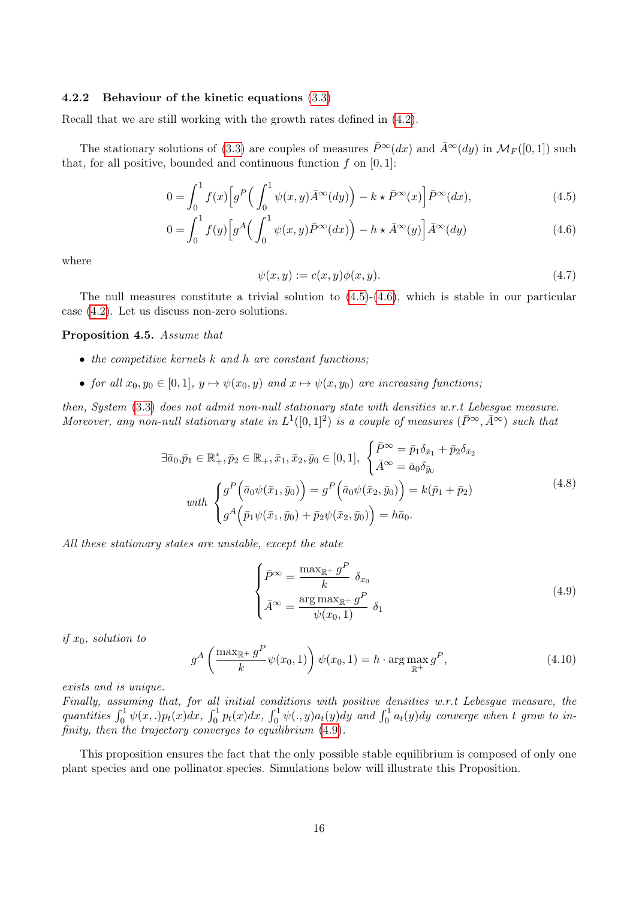### 4.2.2 Behaviour of the kinetic equations (3.3)

Recall that we are still working with the growth rates defined in (4.2).

The stationary solutions of (3.3) are couples of measures $\bar{P}^\infty(dx)$ and $\bar{A}^\infty(dy)$ in $\mathcal{M}_F([0,1])$ such that, for all positive, bounded and continuous function $f$ on $[0,1]$:

$$0 = \int_0^1 f(x)\Big[g^P\Big(\int_0^1 \psi(x,y)\bar{A}^\infty(dy)\Big) - k \star \bar{P}^\infty(x)\Big]\bar{P}^\infty(dx), \tag{4.5}$$

$$0 = \int_0^1 f(y)\Big[g^A\Big(\int_0^1 \psi(x,y)\bar{P}^\infty(dx)\Big) - h \star \bar{A}^\infty(y)\Big]\bar{A}^\infty(dy) \tag{4.6}$$

where

$$\psi(x,y) := c(x,y)\phi(x,y). \tag{4.7}$$

The null measures constitute a trivial solution to (4.5)-(4.6), which is stable in our particular case (4.2). Let us discuss non-zero solutions.

**Proposition 4.5.** *Assume that*

- *the competitive kernels $k$ and $h$ are constant functions;*
- *for all $x_0, y_0 \in [0,1]$, $y \mapsto \psi(x_0,y)$ and $x \mapsto \psi(x,y_0)$ are increasing functions;*

*then, System (3.3) does not admit non-null stationary state with densities w.r.t Lebesgue measure. Moreover, any non-null stationary state in $L^1([0,1]^2)$ is a couple of measures $(\bar{P}^\infty, \bar{A}^\infty)$ such that*

$$\exists \bar{a}_0, \bar{p}_1 \in \mathbb{R}_+^*, \bar{p}_2 \in \mathbb{R}_+, \bar{x}_1, \bar{x}_2, \bar{y}_0 \in [0,1], \ \begin{cases} \bar{P}^\infty = \bar{p}_1\delta_{\bar{x}_1} + \bar{p}_2\delta_{\bar{x}_2} \\ \bar{A}^\infty = \bar{a}_0\delta_{\bar{y}_0} \end{cases}$$
$$\textit{with } \begin{cases} g^P\Big(\bar{a}_0\psi(\bar{x}_1,\bar{y}_0)\Big) = g^P\Big(\bar{a}_0\psi(\bar{x}_2,\bar{y}_0)\Big) = k(\bar{p}_1+\bar{p}_2) \\ g^A\Big(\bar{p}_1\psi(\bar{x}_1,\bar{y}_0) + \bar{p}_2\psi(\bar{x}_2,\bar{y}_0)\Big) = h\bar{a}_0. \end{cases} \tag{4.8}$$

*All these stationary states are unstable, except the state*

$$\begin{cases} \bar{P}^\infty = \dfrac{\max_{\mathbb{R}^+} g^P}{k}\ \delta_{x_0} \\ \bar{A}^\infty = \dfrac{\arg\max_{\mathbb{R}^+} g^P}{\psi(x_0,1)}\ \delta_1 \end{cases} \tag{4.9}$$

*if $x_0$, solution to*

$$g^A\left(\frac{\max_{\mathbb{R}^+} g^P}{k}\psi(x_0,1)\right)\psi(x_0,1) = h \cdot \arg\max_{\mathbb{R}^+} g^P, \tag{4.10}$$

*exists and is unique.*
*Finally, assuming that, for all initial conditions with positive densities w.r.t Lebesgue measure, the quantities $\int_0^1 \psi(x,.)p_t(x)dx$, $\int_0^1 p_t(x)dx$, $\int_0^1 \psi(.,y)a_t(y)dy$ and $\int_0^1 a_t(y)dy$ converge when $t$ grow to infinity, then the trajectory converges to equilibrium (4.9).*

This proposition ensures the fact that the only possible stable equilibrium is composed of only one plant species and one pollinator species. Simulations below will illustrate this Proposition.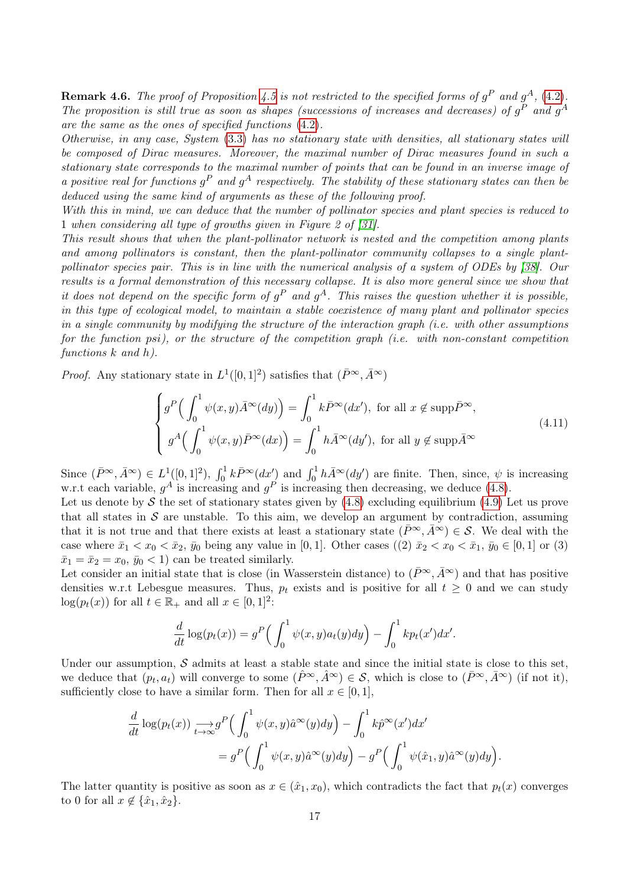**Remark 4.6.** *The proof of Proposition 4.5 is not restricted to the specified forms of $g^P$ and $g^A$, (4.2). The proposition is still true as soon as shapes (successions of increases and decreases) of $g^P$ and $g^A$ are the same as the ones of specified functions (4.2).*

*Otherwise, in any case, System (3.3) has no stationary state with densities, all stationary states will be composed of Dirac measures. Moreover, the maximal number of Dirac measures found in such a stationary state corresponds to the maximal number of points that can be found in an inverse image of a positive real for functions $g^P$ and $g^A$ respectively. The stability of these stationary states can then be deduced using the same kind of arguments as these of the following proof.*

*With this in mind, we can deduce that the number of pollinator species and plant species is reduced to 1 when considering all type of growths given in Figure 2 of [31].*

*This result shows that when the plant-pollinator network is nested and the competition among plants and among pollinators is constant, then the plant-pollinator community collapses to a single plant-pollinator species pair. This is in line with the numerical analysis of a system of ODEs by [38]. Our results is a formal demonstration of this necessary collapse. It is also more general since we show that it does not depend on the specific form of $g^P$ and $g^A$. This raises the question whether it is possible, in this type of ecological model, to maintain a stable coexistence of many plant and pollinator species in a single community by modifying the structure of the interaction graph (i.e. with other assumptions for the function psi), or the structure of the competition graph (i.e. with non-constant competition functions k and h).*

*Proof.* Any stationary state in $L^1([0,1]^2)$ satisfies that $(\bar{P}^\infty, \bar{A}^\infty)$

$$
\begin{cases}
g^P\Big(\displaystyle\int_0^1 \psi(x,y)\bar{A}^\infty(dy)\Big) = \displaystyle\int_0^1 k\bar{P}^\infty(dx'), \text{ for all } x \notin \operatorname{supp}\bar{P}^\infty, \\
g^A\Big(\displaystyle\int_0^1 \psi(x,y)\bar{P}^\infty(dx)\Big) = \displaystyle\int_0^1 h\bar{A}^\infty(dy'), \text{ for all } y \notin \operatorname{supp}\bar{A}^\infty
\end{cases}
\tag{4.11}
$$

Since $(\bar{P}^\infty, \bar{A}^\infty) \in L^1([0,1]^2)$, $\int_0^1 k\bar{P}^\infty(dx')$ and $\int_0^1 h\bar{A}^\infty(dy')$ are finite. Then, since, $\psi$ is increasing w.r.t each variable, $g^A$ is increasing and $g^P$ is increasing then decreasing, we deduce (4.8).

Let us denote by $\mathcal{S}$ the set of stationary states given by (4.8) excluding equilibrium (4.9) Let us prove that all states in $\mathcal{S}$ are unstable. To this aim, we develop an argument by contradiction, assuming that it is not true and that there exists at least a stationary state $(\bar{P}^\infty, \bar{A}^\infty) \in \mathcal{S}$. We deal with the case where $\bar{x}_1 < x_0 < \bar{x}_2$, $\bar{y}_0$ being any value in $[0,1]$. Other cases ((2) $\bar{x}_2 < x_0 < \bar{x}_1$, $\bar{y}_0 \in [0,1]$ or (3) $\bar{x}_1 = \bar{x}_2 = x_0$, $\bar{y}_0 < 1$) can be treated similarly.

Let consider an initial state that is close (in Wasserstein distance) to $(\bar{P}^\infty, \bar{A}^\infty)$ and that has positive densities w.r.t Lebesgue measures. Thus, $p_t$ exists and is positive for all $t \geq 0$ and we can study $\log(p_t(x))$ for all $t \in \mathbb{R}_+$ and all $x \in [0,1]^2$:

$$
\frac{d}{dt}\log(p_t(x)) = g^P\Big(\int_0^1 \psi(x,y)a_t(y)dy\Big) - \int_0^1 kp_t(x')dx'.
$$

Under our assumption, $\mathcal{S}$ admits at least a stable state and since the initial state is close to this set, we deduce that $(p_t, a_t)$ will converge to some $(\hat{P}^\infty, \hat{A}^\infty) \in \mathcal{S}$, which is close to $(\bar{P}^\infty, \bar{A}^\infty)$ (if not it), sufficiently close to have a similar form. Then for all $x \in [0,1]$,

$$
\begin{aligned}
\frac{d}{dt}\log(p_t(x)) \underset{t\to\infty}{\longrightarrow} & g^P\Big(\int_0^1 \psi(x,y)\hat{a}^\infty(y)dy\Big) - \int_0^1 k\hat{p}^\infty(x')dx' \\
&= g^P\Big(\int_0^1 \psi(x,y)\hat{a}^\infty(y)dy\Big) - g^P\Big(\int_0^1 \psi(\hat{x}_1,y)\hat{a}^\infty(y)dy\Big).
\end{aligned}
$$

The latter quantity is positive as soon as $x \in (\hat{x}_1, x_0)$, which contradicts the fact that $p_t(x)$ converges to 0 for all $x \notin \{\hat{x}_1, \hat{x}_2\}$.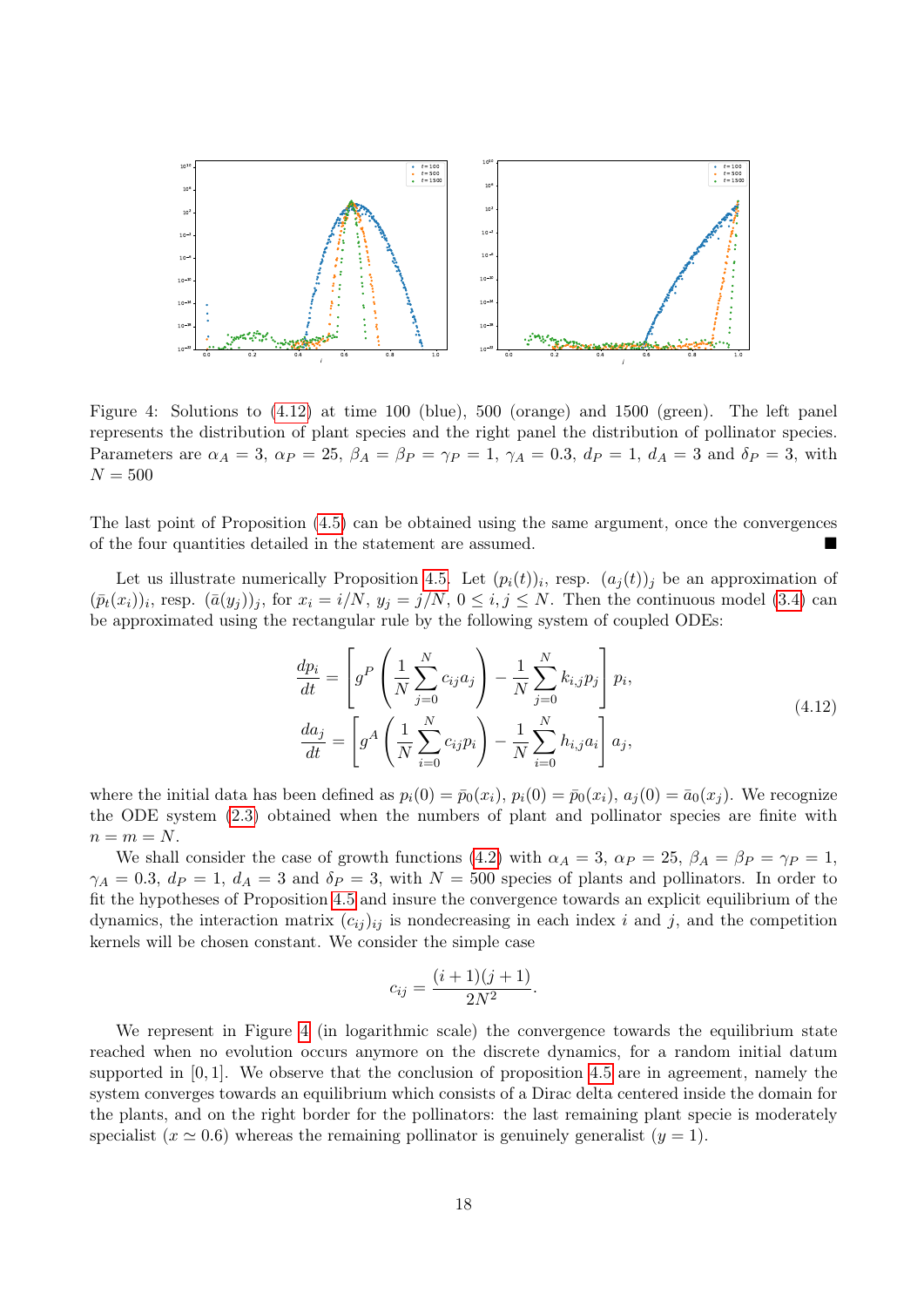Figure 4: Solutions to (4.12) at time 100 (blue), 500 (orange) and 1500 (green). The left panel represents the distribution of plant species and the right panel the distribution of pollinator species. Parameters are $\alpha_A = 3$, $\alpha_P = 25$, $\beta_A = \beta_P = \gamma_P = 1$, $\gamma_A = 0.3$, $d_P = 1$, $d_A = 3$ and $\delta_P = 3$, with $N = 500$

The last point of Proposition (4.5) can be obtained using the same argument, once the convergences of the four quantities detailed in the statement are assumed. ■

Let us illustrate numerically Proposition 4.5. Let $(p_i(t))_i$, resp. $(a_j(t))_j$ be an approximation of $(\bar{p}_t(x_i))_i$, resp. $(\bar{a}(y_j))_j$, for $x_i = i/N$, $y_j = j/N$, $0 \leq i, j \leq N$. Then the continuous model (3.4) can be approximated using the rectangular rule by the following system of coupled ODEs:

$$
\begin{aligned}
\frac{dp_i}{dt} &= \left[ g^P \left( \frac{1}{N} \sum_{j=0}^{N} c_{ij} a_j \right) - \frac{1}{N} \sum_{j=0}^{N} k_{i,j} p_j \right] p_i, \\
\frac{da_j}{dt} &= \left[ g^A \left( \frac{1}{N} \sum_{i=0}^{N} c_{ij} p_i \right) - \frac{1}{N} \sum_{i=0}^{N} h_{i,j} a_i \right] a_j,
\end{aligned}
\tag{4.12}
$$

where the initial data has been defined as $p_i(0) = \bar{p}_0(x_i)$, $p_i(0) = \bar{p}_0(x_i)$, $a_j(0) = \bar{a}_0(x_j)$. We recognize the ODE system (2.3) obtained when the numbers of plant and pollinator species are finite with $n = m = N$.

We shall consider the case of growth functions (4.2) with $\alpha_A = 3$, $\alpha_P = 25$, $\beta_A = \beta_P = \gamma_P = 1$, $\gamma_A = 0.3$, $d_P = 1$, $d_A = 3$ and $\delta_P = 3$, with $N = 500$ species of plants and pollinators. In order to fit the hypotheses of Proposition 4.5 and insure the convergence towards an explicit equilibrium of the dynamics, the interaction matrix $(c_{ij})_{ij}$ is nondecreasing in each index $i$ and $j$, and the competition kernels will be chosen constant. We consider the simple case

$$
c_{ij} = \frac{(i+1)(j+1)}{2N^2}.
$$

We represent in Figure 4 (in logarithmic scale) the convergence towards the equilibrium state reached when no evolution occurs anymore on the discrete dynamics, for a random initial datum supported in $[0, 1]$. We observe that the conclusion of proposition 4.5 are in agreement, namely the system converges towards an equilibrium which consists of a Dirac delta centered inside the domain for the plants, and on the right border for the pollinators: the last remaining plant specie is moderately specialist ($x \simeq 0.6$) whereas the remaining pollinator is genuinely generalist ($y = 1$).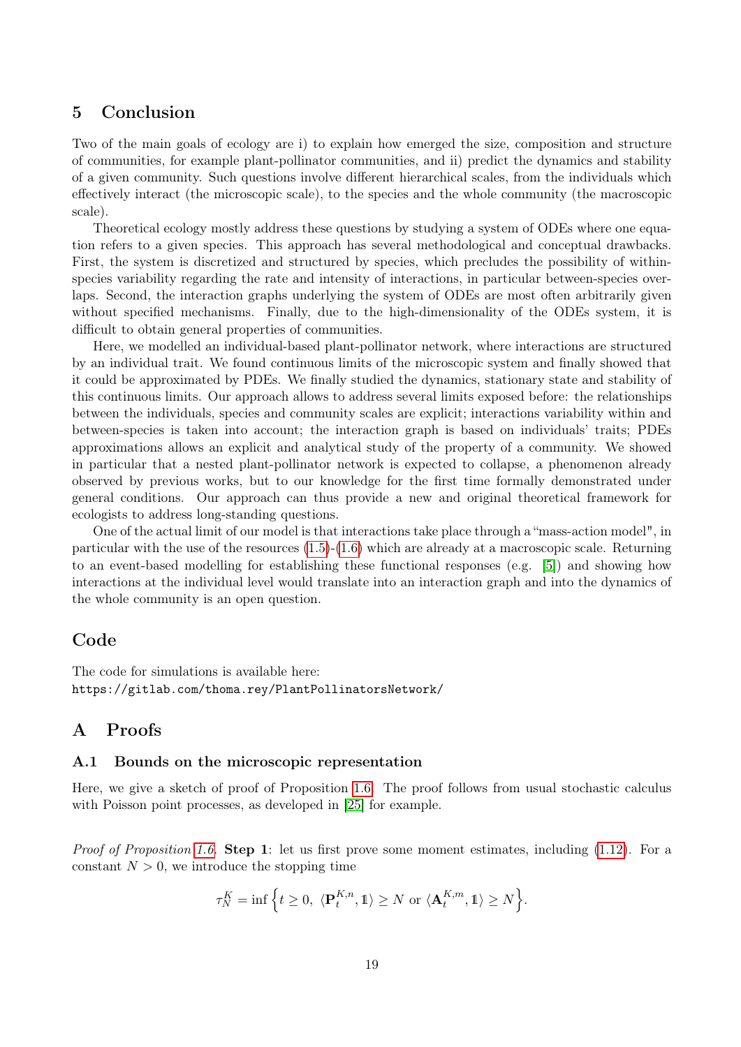## 5 Conclusion

Two of the main goals of ecology are i) to explain how emerged the size, composition and structure of communities, for example plant-pollinator communities, and ii) predict the dynamics and stability of a given community. Such questions involve different hierarchical scales, from the individuals which effectively interact (the microscopic scale), to the species and the whole community (the macroscopic scale).

Theoretical ecology mostly address these questions by studying a system of ODEs where one equation refers to a given species. This approach has several methodological and conceptual drawbacks. First, the system is discretized and structured by species, which precludes the possibility of within-species variability regarding the rate and intensity of interactions, in particular between-species overlaps. Second, the interaction graphs underlying the system of ODEs are most often arbitrarily given without specified mechanisms. Finally, due to the high-dimensionality of the ODEs system, it is difficult to obtain general properties of communities.

Here, we modelled an individual-based plant-pollinator network, where interactions are structured by an individual trait. We found continuous limits of the microscopic system and finally showed that it could be approximated by PDEs. We finally studied the dynamics, stationary state and stability of this continuous limits. Our approach allows to address several limits exposed before: the relationships between the individuals, species and community scales are explicit; interactions variability within and between-species is taken into account; the interaction graph is based on individuals' traits; PDEs approximations allows an explicit and analytical study of the property of a community. We showed in particular that a nested plant-pollinator network is expected to collapse, a phenomenon already observed by previous works, but to our knowledge for the first time formally demonstrated under general conditions. Our approach can thus provide a new and original theoretical framework for ecologists to address long-standing questions.

One of the actual limit of our model is that interactions take place through a "mass-action model", in particular with the use of the resources (1.5)-(1.6) which are already at a macroscopic scale. Returning to an event-based modelling for establishing these functional responses (e.g. [5]) and showing how interactions at the individual level would translate into an interaction graph and into the dynamics of the whole community is an open question.

## Code

The code for simulations is available here:
`https://gitlab.com/thoma.rey/PlantPollinatorsNetwork/`

## A Proofs

### A.1 Bounds on the microscopic representation

Here, we give a sketch of proof of Proposition 1.6. The proof follows from usual stochastic calculus with Poisson point processes, as developed in [25] for example.

*Proof of Proposition 1.6.* **Step 1**: let us first prove some moment estimates, including (1.12). For a constant $N > 0$, we introduce the stopping time

$$\tau_N^K = \inf\Big\{t \geq 0,\ \langle \mathbf{P}_t^{K,n}, \mathbb{1}\rangle \geq N \text{ or } \langle \mathbf{A}_t^{K,m}, \mathbb{1}\rangle \geq N\Big\}.$$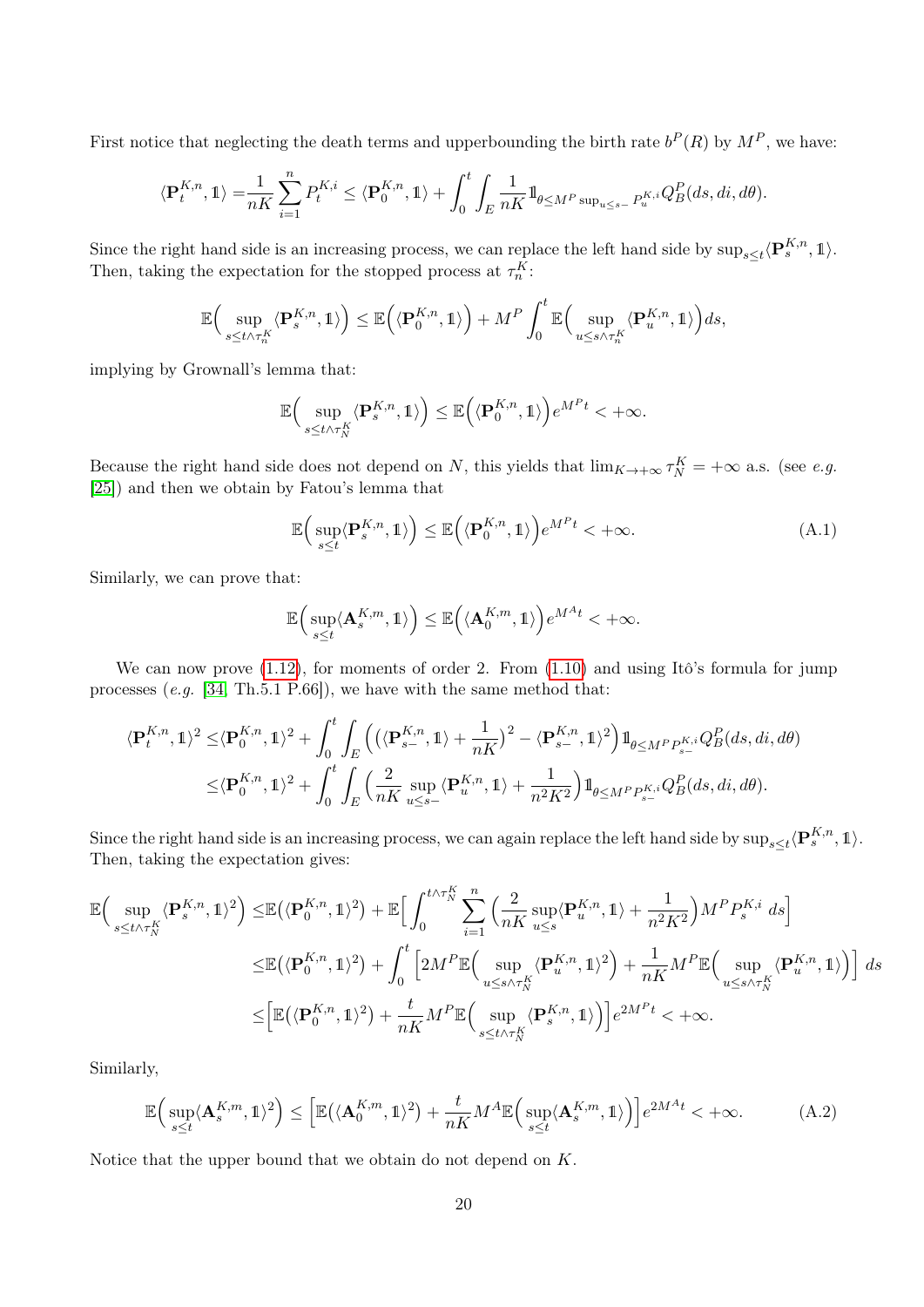First notice that neglecting the death terms and upperbounding the birth rate $b^P(R)$ by $M^P$, we have:

$$\langle \mathbf{P}_t^{K,n}, \mathbb{1}\rangle = \frac{1}{nK}\sum_{i=1}^n P_t^{K,i} \leq \langle \mathbf{P}_0^{K,n}, \mathbb{1}\rangle + \int_0^t \int_E \frac{1}{nK} \mathbb{1}_{\theta \leq M^P \sup_{u\leq s-} P_u^{K,i}} Q_B^P(ds, di, d\theta).$$

Since the right hand side is an increasing process, we can replace the left hand side by $\sup_{s\leq t}\langle \mathbf{P}_s^{K,n}, \mathbb{1}\rangle$. Then, taking the expectation for the stopped process at $\tau_n^K$:

$$\mathbb{E}\Big(\sup_{s\leq t\wedge \tau_n^K}\langle \mathbf{P}_s^{K,n}, \mathbb{1}\rangle\Big) \leq \mathbb{E}\Big(\langle \mathbf{P}_0^{K,n}, \mathbb{1}\rangle\Big) + M^P \int_0^t \mathbb{E}\Big(\sup_{u\leq s\wedge \tau_n^K}\langle \mathbf{P}_u^{K,n}, \mathbb{1}\rangle\Big) ds,$$

implying by Grownall's lemma that:

$$\mathbb{E}\Big(\sup_{s\leq t\wedge \tau_N^K}\langle \mathbf{P}_s^{K,n}, \mathbb{1}\rangle\Big) \leq \mathbb{E}\Big(\langle \mathbf{P}_0^{K,n}, \mathbb{1}\rangle\Big) e^{M^P t} < +\infty.$$

Because the right hand side does not depend on $N$, this yields that $\lim_{K\to+\infty} \tau_N^K = +\infty$ a.s. (see *e.g.* [25]) and then we obtain by Fatou's lemma that

$$\mathbb{E}\Big(\sup_{s\leq t}\langle \mathbf{P}_s^{K,n}, \mathbb{1}\rangle\Big) \leq \mathbb{E}\Big(\langle \mathbf{P}_0^{K,n}, \mathbb{1}\rangle\Big) e^{M^P t} < +\infty. \tag{A.1}$$

Similarly, we can prove that:

$$\mathbb{E}\Big(\sup_{s\leq t}\langle \mathbf{A}_s^{K,m}, \mathbb{1}\rangle\Big) \leq \mathbb{E}\Big(\langle \mathbf{A}_0^{K,m}, \mathbb{1}\rangle\Big) e^{M^A t} < +\infty.$$

We can now prove (1.12), for moments of order 2. From (1.10) and using Itô's formula for jump processes (*e.g.* [34, Th.5.1 P.66]), we have with the same method that:

$$\begin{aligned}
\langle \mathbf{P}_t^{K,n}, \mathbb{1}\rangle^2 \leq& \langle \mathbf{P}_0^{K,n}, \mathbb{1}\rangle^2 + \int_0^t \int_E \Big(\big(\langle \mathbf{P}_{s-}^{K,n}, \mathbb{1}\rangle + \frac{1}{nK}\big)^2 - \langle \mathbf{P}_{s-}^{K,n}, \mathbb{1}\rangle^2\Big) \mathbb{1}_{\theta\leq M^P P_{s-}^{K,i}} Q_B^P(ds, di, d\theta)\\
\leq& \langle \mathbf{P}_0^{K,n}, \mathbb{1}\rangle^2 + \int_0^t \int_E \Big(\frac{2}{nK}\sup_{u\leq s-}\langle \mathbf{P}_u^{K,n}, \mathbb{1}\rangle + \frac{1}{n^2K^2}\Big) \mathbb{1}_{\theta\leq M^P P_{s-}^{K,i}} Q_B^P(ds, di, d\theta).
\end{aligned}$$

Since the right hand side is an increasing process, we can again replace the left hand side by $\sup_{s\leq t}\langle \mathbf{P}_s^{K,n}, \mathbb{1}\rangle$. Then, taking the expectation gives:

$$\begin{aligned}
\mathbb{E}\Big(\sup_{s\leq t\wedge \tau_N^K}\langle \mathbf{P}_s^{K,n}, \mathbb{1}\rangle^2\Big) \leq& \mathbb{E}\big(\langle \mathbf{P}_0^{K,n}, \mathbb{1}\rangle^2\big) + \mathbb{E}\Big[\int_0^{t\wedge \tau_N^K} \sum_{i=1}^n \Big(\frac{2}{nK}\sup_{u\leq s}\langle \mathbf{P}_u^{K,n}, \mathbb{1}\rangle + \frac{1}{n^2K^2}\Big) M^P P_s^{K,i}\, ds\Big]\\
\leq& \mathbb{E}\big(\langle \mathbf{P}_0^{K,n}, \mathbb{1}\rangle^2\big) + \int_0^t \Big[2M^P \mathbb{E}\Big(\sup_{u\leq s\wedge \tau_N^K}\langle \mathbf{P}_u^{K,n}, \mathbb{1}\rangle^2\Big) + \frac{1}{nK} M^P \mathbb{E}\Big(\sup_{u\leq s\wedge \tau_N^K}\langle \mathbf{P}_u^{K,n}, \mathbb{1}\rangle\Big)\Big]\, ds\\
\leq& \Big[\mathbb{E}\big(\langle \mathbf{P}_0^{K,n}, \mathbb{1}\rangle^2\big) + \frac{t}{nK} M^P \mathbb{E}\Big(\sup_{s\leq t\wedge \tau_N^K}\langle \mathbf{P}_s^{K,n}, \mathbb{1}\rangle\Big)\Big] e^{2M^P t} < +\infty.
\end{aligned}$$

Similarly,

$$\mathbb{E}\Big(\sup_{s\leq t}\langle \mathbf{A}_s^{K,m}, \mathbb{1}\rangle^2\Big) \leq \Big[\mathbb{E}\big(\langle \mathbf{A}_0^{K,m}, \mathbb{1}\rangle^2\big) + \frac{t}{nK} M^A \mathbb{E}\Big(\sup_{s\leq t}\langle \mathbf{A}_s^{K,m}, \mathbb{1}\rangle\Big)\Big] e^{2M^A t} < +\infty. \tag{A.2}$$

Notice that the upper bound that we obtain do not depend on $K$.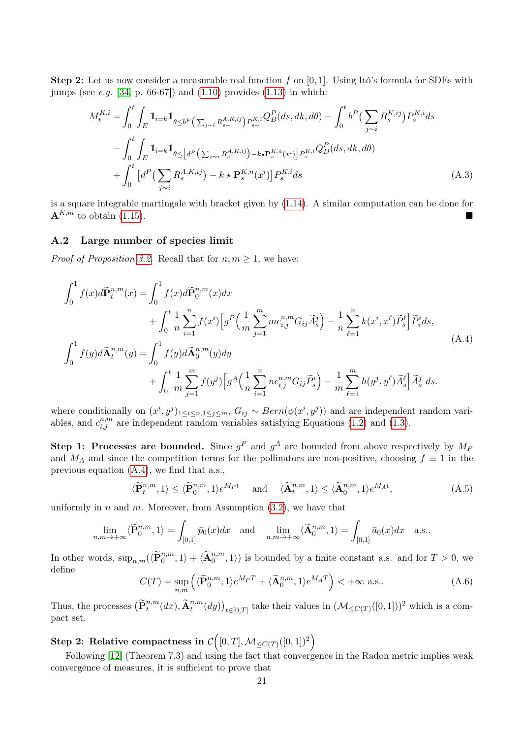**Step 2:** Let us now consider a measurable real function $f$ on $[0,1]$. Using Itô's formula for SDEs with jumps (see *e.g.* [34, p. 66-67]) and (1.10) provides (1.13) in which:

$$
\begin{aligned}
M_t^{K,i} =& \int_0^t \int_E \mathbb{1}_{i=k} \mathbb{1}_{\theta \leq b^P\left(\sum_{j\sim i} R_{s-}^{A,K,ij}\right) P_{s-}^{K,i}} Q_B^P(ds, dk, d\theta) - \int_0^t b^P\Big(\sum_{j\sim i} R_s^{K,ij}\Big) P_s^{K,i} ds \\
&- \int_0^t \int_E \mathbb{1}_{i=k} \mathbb{1}_{\theta \leq \left[d^P\left(\sum_{j\sim i} R_{s-}^{A,K,ij}\right) - k\star \mathbf{P}_{s-}^{K,n}(x^i)\right] P_{s-}^{K,i}} Q_D^P(ds, dk, d\theta) \\
&+ \int_0^t \left[d^P\Big(\sum_{j\sim i} R_s^{A,K,ij}\Big) - k\star \mathbf{P}_s^{K,n}(x^i)\right] P_s^{K,i} ds
\end{aligned}
\tag{A.3}
$$

is a square integrable martingale with bracket given by (1.14). A similar computation can be done for $\mathbf{A}^{K,m}$ to obtain (1.15). ■

## A.2 Large number of species limit

*Proof of Proposition 3.2.* Recall that for $n, m \geq 1$, we have:

$$
\begin{aligned}
\int_0^1 f(x) d\widetilde{\mathbf{P}}_t^{n,m}(x) =& \int_0^1 f(x) d\widetilde{\mathbf{P}}_0^{n,m}(x) dx \\
&+ \int_0^t \frac{1}{n}\sum_{i=1}^n f(x^i)\Big[g^P\Big(\frac{1}{m}\sum_{j=1}^m mc_{i,j}^{n,m} G_{ij} \widetilde{A}_s^j\Big) - \frac{1}{n}\sum_{\ell=1}^n k(x^i, x^\ell)\widetilde{P}_s^\ell\Big]\widetilde{P}_s^i ds, \\
\int_0^1 f(y) d\widetilde{\mathbf{A}}_t^{n,m}(y) =& \int_0^1 f(y) d\widetilde{\mathbf{A}}_0^{n,m}(y) dy \\
&+ \int_0^t \frac{1}{m}\sum_{j=1}^m f(y^j)\Big[g^A\Big(\frac{1}{n}\sum_{i=1}^n nc_{i,j}^{n,m} G_{ij} \widetilde{P}_s^i\Big) - \frac{1}{m}\sum_{\ell=1}^m h(y^j, y^\ell)\widetilde{A}_s^\ell\Big]\widetilde{A}_s^j \, ds.
\end{aligned}
\tag{A.4}
$$

where conditionally on $(x^i, y^j)_{1\leq i\leq n, 1\leq j\leq m}$, $G_{ij} \sim Bern(\phi(x^i, y^j))$ and are independent random variables, and $c_{i,j}^{n,m}$ are independent random variables satisfying Equations (1.2) and (1.3).

**Step 1: Processes are bounded.** Since $g^P$ and $g^A$ are bounded from above respectively by $M_P$ and $M_A$ and since the competition terms for the pollinators are non-positive, choosing $f \equiv 1$ in the previous equation (A.4), we find that a.s.,

$$
\langle \widetilde{\mathbf{P}}_t^{n,m}, 1\rangle \leq \langle \widetilde{\mathbf{P}}_0^{n,m}, 1\rangle e^{M_P t} \quad \text{and} \quad \langle \widetilde{\mathbf{A}}_t^{n,m}, 1\rangle \leq \langle \widetilde{\mathbf{A}}_0^{n,m}, 1\rangle e^{M_A t},
\tag{A.5}
$$

uniformly in $n$ and $m$. Moreover, from Assumption (3.2), we have that

$$
\lim_{n,m\to+\infty} \langle \widetilde{\mathbf{P}}_0^{n,m}, 1\rangle = \int_{[0,1]} \bar{p}_0(x) dx \quad \text{and} \quad \lim_{n,m\to+\infty} \langle \widetilde{\mathbf{A}}_0^{n,m}, 1\rangle = \int_{[0,1]} \bar{a}_0(x) dx \quad \text{a.s.}.
$$

In other words, $\sup_{n,m}(\langle \widetilde{\mathbf{P}}_0^{n,m}, 1\rangle + \langle \widetilde{\mathbf{A}}_0^{n,m}, 1\rangle)$ is bounded by a finite constant a.s. and for $T > 0$, we define

$$
C(T) = \sup_{n,m}\Big(\langle \widetilde{\mathbf{P}}_0^{n,m}, 1\rangle e^{M_P T} + \langle \widetilde{\mathbf{A}}_0^{n,m}, 1\rangle e^{M_A T}\Big) < +\infty \text{ a.s.}.
\tag{A.6}
$$

Thus, the processes $\big(\widetilde{\mathbf{P}}_t^{n,m}(dx), \widetilde{\mathbf{A}}_t^{n,m}(dy)\big)_{t\in[0,T]}$ take their values in $(\mathcal{M}_{\leq C(T)}([0,1]))^2$ which is a compact set.

**Step 2: Relative compactness in $\mathcal{C}\Big([0,T], \mathcal{M}_{\leq C(T)}([0,1])^2\Big)$**

Following [12] (Theorem 7.3) and using the fact that convergence in the Radon metric implies weak convergence of measures, it is sufficient to prove that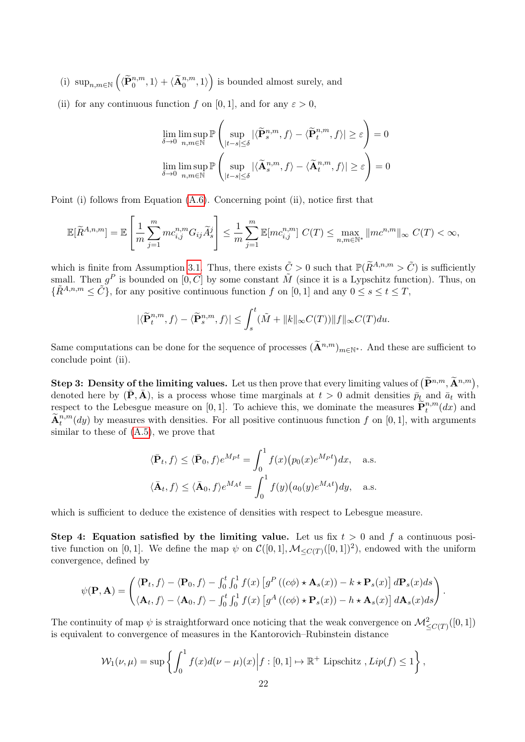(i) $\sup_{n,m\in\mathbb{N}}\left(\langle\widetilde{\mathbf{P}}_0^{n,m},1\rangle+\langle\widetilde{\mathbf{A}}_0^{n,m},1\rangle\right)$ is bounded almost surely, and

(ii) for any continuous function $f$ on $[0,1]$, and for any $\varepsilon>0$,

$$\lim_{\delta\to 0}\limsup_{n,m\in\mathbb{N}}\mathbb{P}\left(\sup_{|t-s|\leq\delta}|\langle\widetilde{\mathbf{P}}_s^{n,m},f\rangle-\langle\widetilde{\mathbf{P}}_t^{n,m},f\rangle|\geq\varepsilon\right)=0$$

$$\lim_{\delta\to 0}\limsup_{n,m\in\mathbb{N}}\mathbb{P}\left(\sup_{|t-s|\leq\delta}|\langle\widetilde{\mathbf{A}}_s^{n,m},f\rangle-\langle\widetilde{\mathbf{A}}_t^{n,m},f\rangle|\geq\varepsilon\right)=0$$

Point (i) follows from Equation (A.6). Concerning point (ii), notice first that

$$\mathbb{E}[\widetilde{R}^{A,n,m}]=\mathbb{E}\left[\frac{1}{m}\sum_{j=1}^{m}mc_{i,j}^{n,m}G_{ij}\widetilde{A}_s^j\right]\leq\frac{1}{m}\sum_{j=1}^{m}\mathbb{E}[mc_{i,j}^{n,m}]\;C(T)\leq\max_{n,m\in\mathbb{N}^*}\|mc^{n,m}\|_\infty\;C(T)<\infty,$$

which is finite from Assumption 3.1. Thus, there exists $\tilde{C}>0$ such that $\mathbb{P}(\widetilde{R}^{A,n,m}>\tilde{C})$ is sufficiently small. Then $g^P$ is bounded on $[0,\tilde{C}]$ by some constant $\tilde{M}$ (since it is a Lypschitz function). Thus, on $\{\tilde{R}^{A,n,m}\leq\tilde{C}\}$, for any positive continuous function $f$ on $[0,1]$ and any $0\leq s\leq t\leq T$,

$$|\langle\widetilde{\mathbf{P}}_t^{n,m},f\rangle-\langle\widetilde{\mathbf{P}}_s^{n,m},f\rangle|\leq\int_s^t(\tilde{M}+\|k\|_\infty C(T))\|f\|_\infty C(T)du.$$

Same computations can be done for the sequence of processes $(\widetilde{\mathbf{A}}^{n,m})_{m\in\mathbb{N}^*}$. And these are sufficient to conclude point (ii).

**Step 3: Density of the limiting values.** Let us then prove that every limiting values of $\left(\widetilde{\mathbf{P}}^{n,m},\widetilde{\mathbf{A}}^{n,m}\right)$, denoted here by $(\bar{\mathbf{P}},\bar{\mathbf{A}})$, is a process whose time marginals at $t>0$ admit densities $\bar{p}_t$ and $\bar{a}_t$ with respect to the Lebesgue measure on $[0,1]$. To achieve this, we dominate the measures $\widetilde{\mathbf{P}}_t^{n,m}(dx)$ and $\widetilde{\mathbf{A}}_t^{n,m}(dy)$ by measures with densities. For all positive continuous function $f$ on $[0,1]$, with arguments similar to these of (A.5), we prove that

$$\langle\bar{\mathbf{P}}_t,f\rangle\leq\langle\bar{\mathbf{P}}_0,f\rangle e^{M_Pt}=\int_0^1 f(x)\big(p_0(x)e^{M_Pt}\big)dx,\quad\text{a.s.}$$

$$\langle\bar{\mathbf{A}}_t,f\rangle\leq\langle\bar{\mathbf{A}}_0,f\rangle e^{M_At}=\int_0^1 f(y)\big(a_0(y)e^{M_At}\big)dy,\quad\text{a.s.}$$

which is sufficient to deduce the existence of densities with respect to Lebesgue measure.

**Step 4: Equation satisfied by the limiting value.** Let us fix $t>0$ and $f$ a continuous positive function on $[0,1]$. We define the map $\psi$ on $\mathcal{C}([0,1],\mathcal{M}_{\leq C(T)}([0,1])^2)$, endowed with the uniform convergence, defined by

$$\psi(\mathbf{P},\mathbf{A})=\begin{pmatrix}\langle\mathbf{P}_t,f\rangle-\langle\mathbf{P}_0,f\rangle-\int_0^t\int_0^1 f(x)\left[g^P\left((c\phi)\star\mathbf{A}_s(x)\right)-k\star\mathbf{P}_s(x)\right]d\mathbf{P}_s(x)ds\\ \langle\mathbf{A}_t,f\rangle-\langle\mathbf{A}_0,f\rangle-\int_0^t\int_0^1 f(x)\left[g^A\left((c\phi)\star\mathbf{P}_s(x)\right)-h\star\mathbf{A}_s(x)\right]d\mathbf{A}_s(x)ds\end{pmatrix}.$$

The continuity of map $\psi$ is straightforward once noticing that the weak convergence on $\mathcal{M}^2_{\leq C(T)}([0,1])$ is equivalent to convergence of measures in the Kantorovich–Rubinstein distance

$$\mathcal{W}_1(\nu,\mu)=\sup\left\{\int_0^1 f(x)d(\nu-\mu)(x)\Big|f:[0,1]\mapsto\mathbb{R}^+\text{ Lipschitz },Lip(f)\leq 1\right\},$$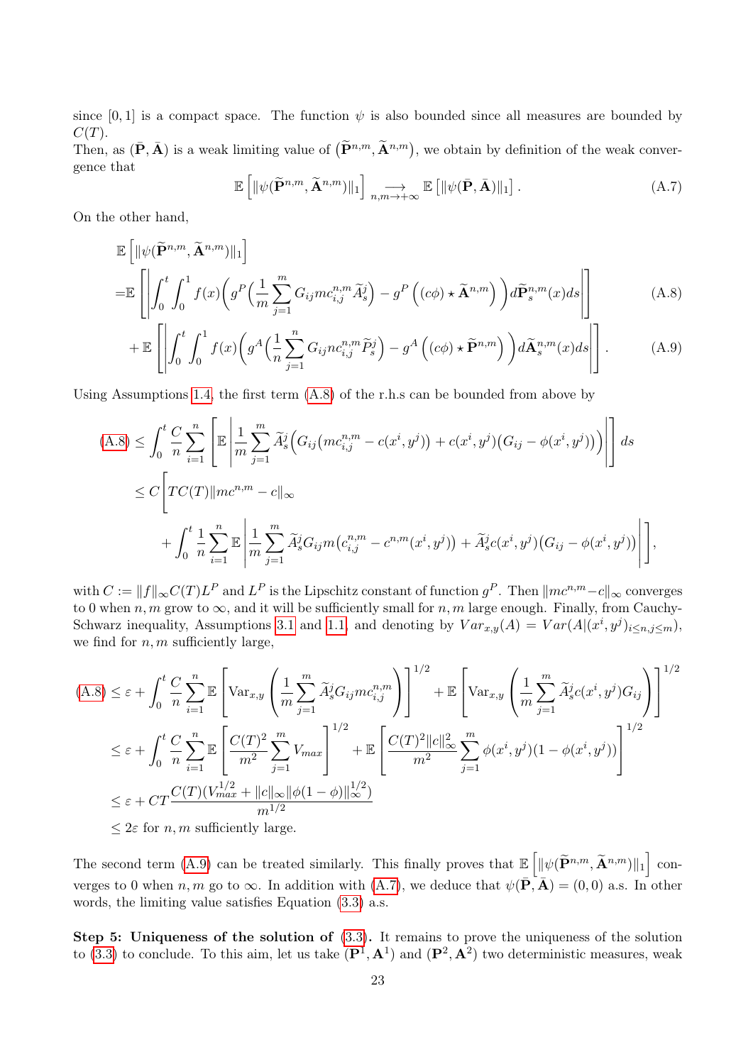since $[0,1]$ is a compact space. The function $\psi$ is also bounded since all measures are bounded by $C(T)$.
Then, as $(\bar{\mathbf{P}}, \bar{\mathbf{A}})$ is a weak limiting value of $(\widetilde{\mathbf{P}}^{n,m}, \widetilde{\mathbf{A}}^{n,m})$, we obtain by definition of the weak convergence that

$$\mathbb{E}\left[\|\psi(\widetilde{\mathbf{P}}^{n,m}, \widetilde{\mathbf{A}}^{n,m})\|_1\right] \underset{n,m\to+\infty}{\longrightarrow} \mathbb{E}\left[\|\psi(\bar{\mathbf{P}}, \bar{\mathbf{A}})\|_1\right]. \tag{A.7}$$

On the other hand,

$$\begin{aligned}
&\mathbb{E}\left[\|\psi(\widetilde{\mathbf{P}}^{n,m}, \widetilde{\mathbf{A}}^{n,m})\|_1\right] \\
=&\mathbb{E}\left[\left|\int_0^t \int_0^1 f(x)\Big(g^P\Big(\frac{1}{m}\sum_{j=1}^m G_{ij} m c^{n,m}_{i,j} \widetilde{A}^j_s\Big) - g^P\left((c\phi)\star \widetilde{\mathbf{A}}^{n,m}\right)\Big) d\widetilde{\mathbf{P}}^{n,m}_s(x) ds\right|\right] &\text{(A.8)}\\
&+\mathbb{E}\left[\left|\int_0^t \int_0^1 f(x)\Big(g^A\Big(\frac{1}{n}\sum_{j=1}^n G_{ij} n c^{n,m}_{i,j} \widetilde{P}^j_s\Big) - g^A\left((c\phi)\star \widetilde{\mathbf{P}}^{n,m}\right)\Big) d\widetilde{\mathbf{A}}^{n,m}_s(x) ds\right|\right]. &\text{(A.9)}
\end{aligned}$$

Using Assumptions 1.4, the first term (A.8) of the r.h.s can be bounded from above by

$$\begin{aligned}
\text{(A.8)} &\leq \int_0^t \frac{C}{n}\sum_{i=1}^n \left[\mathbb{E}\left|\frac{1}{m}\sum_{j=1}^m \widetilde{A}^j_s\Big(G_{ij}\big(mc^{n,m}_{i,j} - c(x^i,y^j)\big) + c(x^i,y^j)\big(G_{ij} - \phi(x^i,y^j)\big)\Big)\right|\right] ds\\
&\leq C\Bigg[TC(T)\|mc^{n,m} - c\|_\infty \\
&\qquad + \int_0^t \frac{1}{n}\sum_{i=1}^n \mathbb{E}\left|\frac{1}{m}\sum_{j=1}^m \widetilde{A}^j_s G_{ij} m\big(c^{n,m}_{i,j} - c^{n,m}(x^i,y^j)\big) + \widetilde{A}^j_s c(x^i,y^j)\big(G_{ij} - \phi(x^i,y^j)\big)\right|\Bigg],
\end{aligned}$$

with $C := \|f\|_\infty C(T) L^P$ and $L^P$ is the Lipschitz constant of function $g^P$. Then $\|mc^{n,m} - c\|_\infty$ converges to 0 when $n,m$ grow to $\infty$, and it will be sufficiently small for $n,m$ large enough. Finally, from Cauchy-Schwarz inequality, Assumptions 3.1 and 1.1, and denoting by $Var_{x,y}(A) = Var(A|(x^i,y^j)_{i\leq n, j\leq m})$, we find for $n,m$ sufficiently large,

$$\begin{aligned}
\text{(A.8)} &\leq \varepsilon + \int_0^t \frac{C}{n}\sum_{i=1}^n \mathbb{E}\left[\mathrm{Var}_{x,y}\left(\frac{1}{m}\sum_{j=1}^m \widetilde{A}^j_s G_{ij} m c^{n,m}_{i,j}\right)\right]^{1/2} + \mathbb{E}\left[\mathrm{Var}_{x,y}\left(\frac{1}{m}\sum_{j=1}^m \widetilde{A}^j_s c(x^i,y^j) G_{ij}\right)\right]^{1/2}\\
&\leq \varepsilon + \int_0^t \frac{C}{n}\sum_{i=1}^n \mathbb{E}\left[\frac{C(T)^2}{m^2}\sum_{j=1}^m V_{max}\right]^{1/2} + \mathbb{E}\left[\frac{C(T)^2\|c\|^2_\infty}{m^2}\sum_{j=1}^m \phi(x^i,y^j)(1-\phi(x^i,y^j))\right]^{1/2}\\
&\leq \varepsilon + CT\frac{C(T)(V_{max}^{1/2} + \|c\|_\infty \|\phi(1-\phi)\|_\infty^{1/2})}{m^{1/2}}\\
&\leq 2\varepsilon \text{ for } n,m \text{ sufficiently large.}
\end{aligned}$$

The second term (A.9) can be treated similarly. This finally proves that $\mathbb{E}\left[\|\psi(\widetilde{\mathbf{P}}^{n,m}, \widetilde{\mathbf{A}}^{n,m})\|_1\right]$ converges to 0 when $n,m$ go to $\infty$. In addition with (A.7), we deduce that $\psi(\bar{\mathbf{P}}, \bar{\mathbf{A}}) = (0,0)$ a.s. In other words, the limiting value satisfies Equation (3.3) a.s.

**Step 5: Uniqueness of the solution of (3.3).** It remains to prove the uniqueness of the solution to (3.3) to conclude. To this aim, let us take $(\mathbf{P}^1, \mathbf{A}^1)$ and $(\mathbf{P}^2, \mathbf{A}^2)$ two deterministic measures, weak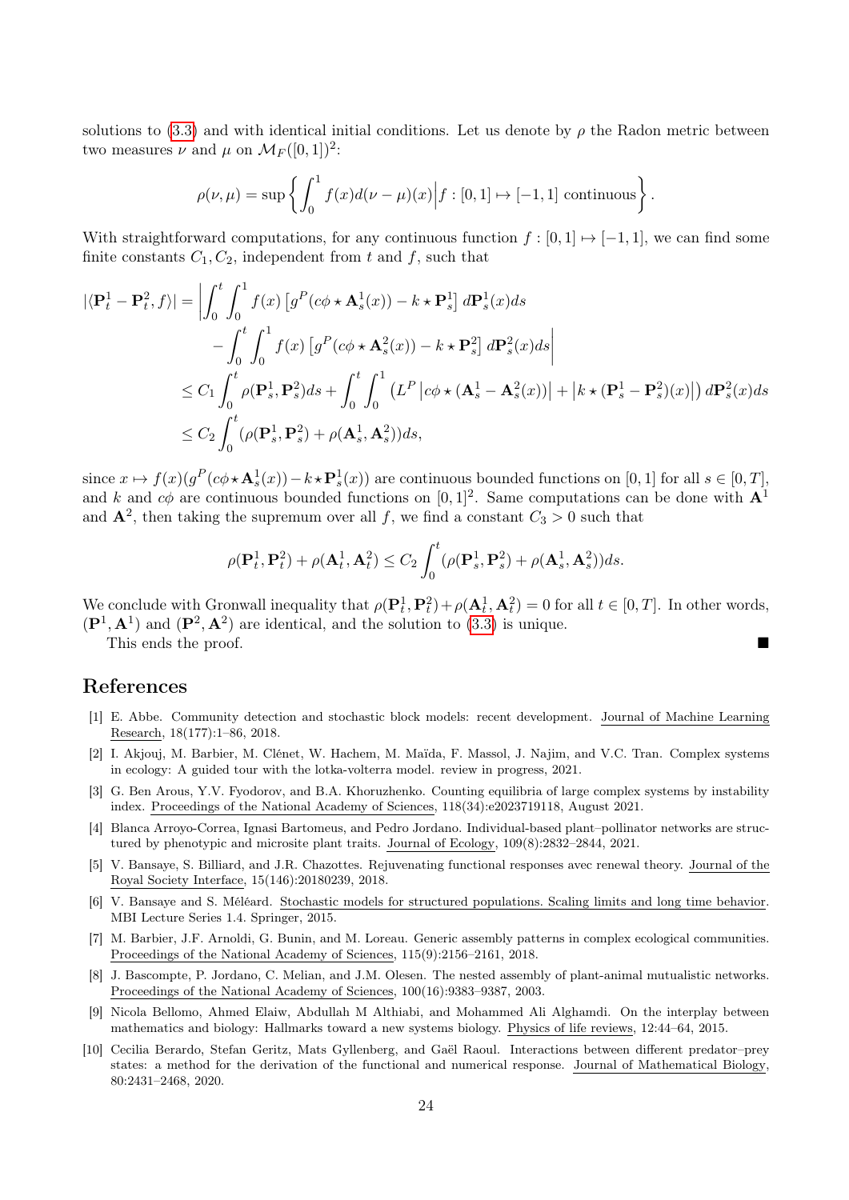solutions to (3.3) and with identical initial conditions. Let us denote by $\rho$ the Radon metric between two measures $\nu$ and $\mu$ on $\mathcal{M}_F([0,1])^2$:

$$\rho(\nu,\mu) = \sup\left\{ \int_0^1 f(x) d(\nu-\mu)(x) \Big| f:[0,1]\mapsto[-1,1] \text{ continuous}\right\}.$$

With straightforward computations, for any continuous function $f:[0,1]\mapsto[-1,1]$, we can find some finite constants $C_1, C_2$, independent from $t$ and $f$, such that

$$\begin{aligned}
|\langle \mathbf{P}^1_t - \mathbf{P}^2_t, f\rangle| &= \Bigg| \int_0^t \int_0^1 f(x) \left[ g^P(c\phi \star \mathbf{A}^1_s(x)) - k\star \mathbf{P}^1_s \right] d\mathbf{P}^1_s(x) ds \\
&\quad - \int_0^t \int_0^1 f(x) \left[ g^P(c\phi \star \mathbf{A}^2_s(x)) - k\star \mathbf{P}^2_s \right] d\mathbf{P}^2_s(x) ds \Bigg| \\
&\leq C_1 \int_0^t \rho(\mathbf{P}^1_s, \mathbf{P}^2_s) ds + \int_0^t \int_0^1 \left( L^P \left| c\phi \star (\mathbf{A}^1_s - \mathbf{A}^2_s(x)) \right| + \left| k\star(\mathbf{P}^1_s - \mathbf{P}^2_s)(x) \right| \right) d\mathbf{P}^2_s(x) ds \\
&\leq C_2 \int_0^t (\rho(\mathbf{P}^1_s, \mathbf{P}^2_s) + \rho(\mathbf{A}^1_s, \mathbf{A}^2_s)) ds,
\end{aligned}$$

since $x\mapsto f(x)(g^P(c\phi\star\mathbf{A}^1_s(x)) - k\star\mathbf{P}^1_s(x))$ are continuous bounded functions on $[0,1]$ for all $s\in[0,T]$, and $k$ and $c\phi$ are continuous bounded functions on $[0,1]^2$. Same computations can be done with $\mathbf{A}^1$ and $\mathbf{A}^2$, then taking the supremum over all $f$, we find a constant $C_3 > 0$ such that

$$\rho(\mathbf{P}^1_t, \mathbf{P}^2_t) + \rho(\mathbf{A}^1_t, \mathbf{A}^2_t) \leq C_2 \int_0^t (\rho(\mathbf{P}^1_s, \mathbf{P}^2_s) + \rho(\mathbf{A}^1_s, \mathbf{A}^2_s)) ds.$$

We conclude with Gronwall inequality that $\rho(\mathbf{P}^1_t, \mathbf{P}^2_t) + \rho(\mathbf{A}^1_t, \mathbf{A}^2_t) = 0$ for all $t\in[0,T]$. In other words, $(\mathbf{P}^1, \mathbf{A}^1)$ and $(\mathbf{P}^2, \mathbf{A}^2)$ are identical, and the solution to (3.3) is unique.

This ends the proof. ■

## References

[1] E. Abbe. Community detection and stochastic block models: recent development. Journal of Machine Learning Research, 18(177):1–86, 2018.

[2] I. Akjouj, M. Barbier, M. Clénet, W. Hachem, M. Maïda, F. Massol, J. Najim, and V.C. Tran. Complex systems in ecology: A guided tour with the lotka-volterra model. review in progress, 2021.

[3] G. Ben Arous, Y.V. Fyodorov, and B.A. Khoruzhenko. Counting equilibria of large complex systems by instability index. Proceedings of the National Academy of Sciences, 118(34):e2023719118, August 2021.

[4] Blanca Arroyo-Correa, Ignasi Bartomeus, and Pedro Jordano. Individual-based plant–pollinator networks are structured by phenotypic and microsite plant traits. Journal of Ecology, 109(8):2832–2844, 2021.

[5] V. Bansaye, S. Billiard, and J.R. Chazottes. Rejuvenating functional responses avec renewal theory. Journal of the Royal Society Interface, 15(146):20180239, 2018.

[6] V. Bansaye and S. Méléard. Stochastic models for structured populations. Scaling limits and long time behavior. MBI Lecture Series 1.4. Springer, 2015.

[7] M. Barbier, J.F. Arnoldi, G. Bunin, and M. Loreau. Generic assembly patterns in complex ecological communities. Proceedings of the National Academy of Sciences, 115(9):2156–2161, 2018.

[8] J. Bascompte, P. Jordano, C. Melian, and J.M. Olesen. The nested assembly of plant-animal mutualistic networks. Proceedings of the National Academy of Sciences, 100(16):9383–9387, 2003.

[9] Nicola Bellomo, Ahmed Elaiw, Abdullah M Althiabi, and Mohammed Ali Alghamdi. On the interplay between mathematics and biology: Hallmarks toward a new systems biology. Physics of life reviews, 12:44–64, 2015.

[10] Cecilia Berardo, Stefan Geritz, Mats Gyllenberg, and Gaël Raoul. Interactions between different predator–prey states: a method for the derivation of the functional and numerical response. Journal of Mathematical Biology, 80:2431–2468, 2020.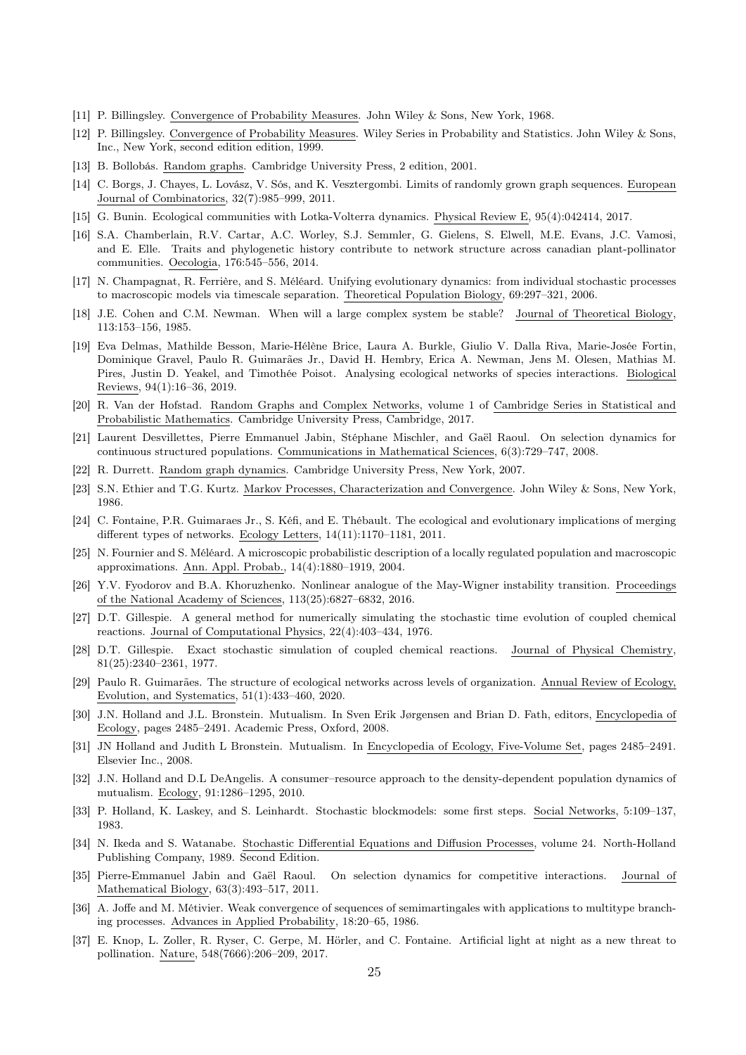- [11] P. Billingsley. Convergence of Probability Measures. John Wiley & Sons, New York, 1968.
- [12] P. Billingsley. Convergence of Probability Measures. Wiley Series in Probability and Statistics. John Wiley & Sons, Inc., New York, second edition edition, 1999.
- [13] B. Bollobás. Random graphs. Cambridge University Press, 2 edition, 2001.
- [14] C. Borgs, J. Chayes, L. Lovász, V. Sós, and K. Vesztergombi. Limits of randomly grown graph sequences. European Journal of Combinatorics, 32(7):985–999, 2011.
- [15] G. Bunin. Ecological communities with Lotka-Volterra dynamics. Physical Review E, 95(4):042414, 2017.
- [16] S.A. Chamberlain, R.V. Cartar, A.C. Worley, S.J. Semmler, G. Gielens, S. Elwell, M.E. Evans, J.C. Vamosi, and E. Elle. Traits and phylogenetic history contribute to network structure across canadian plant-pollinator communities. Oecologia, 176:545–556, 2014.
- [17] N. Champagnat, R. Ferrière, and S. Méléard. Unifying evolutionary dynamics: from individual stochastic processes to macroscopic models via timescale separation. Theoretical Population Biology, 69:297–321, 2006.
- [18] J.E. Cohen and C.M. Newman. When will a large complex system be stable? Journal of Theoretical Biology, 113:153–156, 1985.
- [19] Eva Delmas, Mathilde Besson, Marie-Hélène Brice, Laura A. Burkle, Giulio V. Dalla Riva, Marie-Josée Fortin, Dominique Gravel, Paulo R. Guimarães Jr., David H. Hembry, Erica A. Newman, Jens M. Olesen, Mathias M. Pires, Justin D. Yeakel, and Timothée Poisot. Analysing ecological networks of species interactions. Biological Reviews, 94(1):16–36, 2019.
- [20] R. Van der Hofstad. Random Graphs and Complex Networks, volume 1 of Cambridge Series in Statistical and Probabilistic Mathematics. Cambridge University Press, Cambridge, 2017.
- [21] Laurent Desvillettes, Pierre Emmanuel Jabin, Stéphane Mischler, and Gaël Raoul. On selection dynamics for continuous structured populations. Communications in Mathematical Sciences, 6(3):729–747, 2008.
- [22] R. Durrett. Random graph dynamics. Cambridge University Press, New York, 2007.
- [23] S.N. Ethier and T.G. Kurtz. Markov Processes, Characterization and Convergence. John Wiley & Sons, New York, 1986.
- [24] C. Fontaine, P.R. Guimaraes Jr., S. Kéfi, and E. Thébault. The ecological and evolutionary implications of merging different types of networks. Ecology Letters, 14(11):1170–1181, 2011.
- [25] N. Fournier and S. Méléard. A microscopic probabilistic description of a locally regulated population and macroscopic approximations. Ann. Appl. Probab., 14(4):1880–1919, 2004.
- [26] Y.V. Fyodorov and B.A. Khoruzhenko. Nonlinear analogue of the May-Wigner instability transition. Proceedings of the National Academy of Sciences, 113(25):6827–6832, 2016.
- [27] D.T. Gillespie. A general method for numerically simulating the stochastic time evolution of coupled chemical reactions. Journal of Computational Physics, 22(4):403–434, 1976.
- [28] D.T. Gillespie. Exact stochastic simulation of coupled chemical reactions. Journal of Physical Chemistry, 81(25):2340–2361, 1977.
- [29] Paulo R. Guimarães. The structure of ecological networks across levels of organization. Annual Review of Ecology, Evolution, and Systematics, 51(1):433–460, 2020.
- [30] J.N. Holland and J.L. Bronstein. Mutualism. In Sven Erik Jørgensen and Brian D. Fath, editors, Encyclopedia of Ecology, pages 2485–2491. Academic Press, Oxford, 2008.
- [31] JN Holland and Judith L Bronstein. Mutualism. In Encyclopedia of Ecology, Five-Volume Set, pages 2485–2491. Elsevier Inc., 2008.
- [32] J.N. Holland and D.L DeAngelis. A consumer–resource approach to the density-dependent population dynamics of mutualism. Ecology, 91:1286–1295, 2010.
- [33] P. Holland, K. Laskey, and S. Leinhardt. Stochastic blockmodels: some first steps. Social Networks, 5:109–137, 1983.
- [34] N. Ikeda and S. Watanabe. Stochastic Differential Equations and Diffusion Processes, volume 24. North-Holland Publishing Company, 1989. Second Edition.
- [35] Pierre-Emmanuel Jabin and Gaël Raoul. On selection dynamics for competitive interactions. Journal of Mathematical Biology, 63(3):493–517, 2011.
- [36] A. Joffe and M. Métivier. Weak convergence of sequences of semimartingales with applications to multitype branching processes. Advances in Applied Probability, 18:20–65, 1986.
- [37] E. Knop, L. Zoller, R. Ryser, C. Gerpe, M. Hörler, and C. Fontaine. Artificial light at night as a new threat to pollination. Nature, 548(7666):206–209, 2017.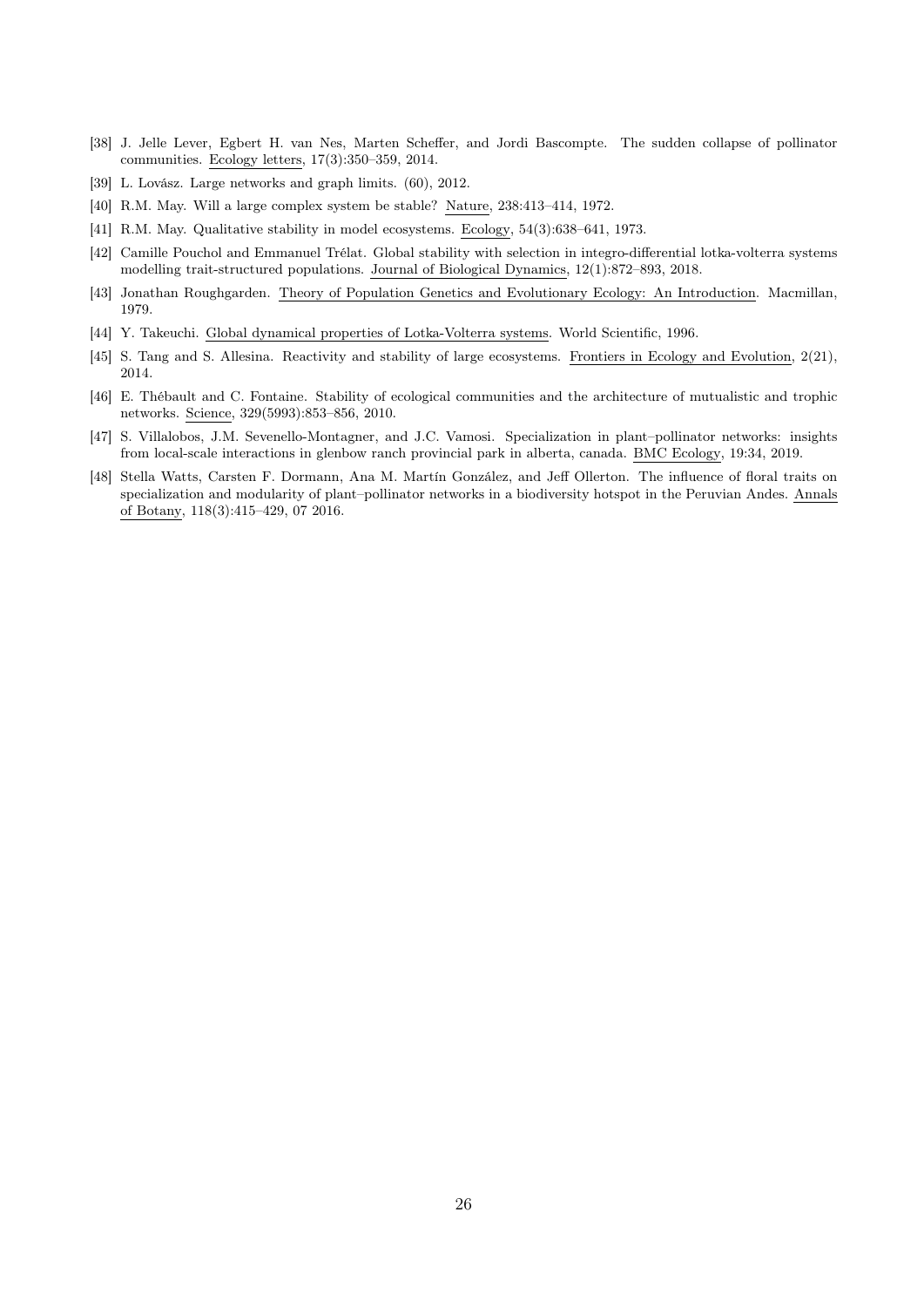[38] J. Jelle Lever, Egbert H. van Nes, Marten Scheffer, and Jordi Bascompte. The sudden collapse of pollinator communities. Ecology letters, 17(3):350–359, 2014.

[39] L. Lovász. Large networks and graph limits. (60), 2012.

[40] R.M. May. Will a large complex system be stable? Nature, 238:413–414, 1972.

[41] R.M. May. Qualitative stability in model ecosystems. Ecology, 54(3):638–641, 1973.

[42] Camille Pouchol and Emmanuel Trélat. Global stability with selection in integro-differential lotka-volterra systems modelling trait-structured populations. Journal of Biological Dynamics, 12(1):872–893, 2018.

[43] Jonathan Roughgarden. Theory of Population Genetics and Evolutionary Ecology: An Introduction. Macmillan, 1979.

[44] Y. Takeuchi. Global dynamical properties of Lotka-Volterra systems. World Scientific, 1996.

[45] S. Tang and S. Allesina. Reactivity and stability of large ecosystems. Frontiers in Ecology and Evolution, 2(21), 2014.

[46] E. Thébault and C. Fontaine. Stability of ecological communities and the architecture of mutualistic and trophic networks. Science, 329(5993):853–856, 2010.

[47] S. Villalobos, J.M. Sevenello-Montagner, and J.C. Vamosi. Specialization in plant–pollinator networks: insights from local-scale interactions in glenbow ranch provincial park in alberta, canada. BMC Ecology, 19:34, 2019.

[48] Stella Watts, Carsten F. Dormann, Ana M. Martín González, and Jeff Ollerton. The influence of floral traits on specialization and modularity of plant–pollinator networks in a biodiversity hotspot in the Peruvian Andes. Annals of Botany, 118(3):415–429, 07 2016.